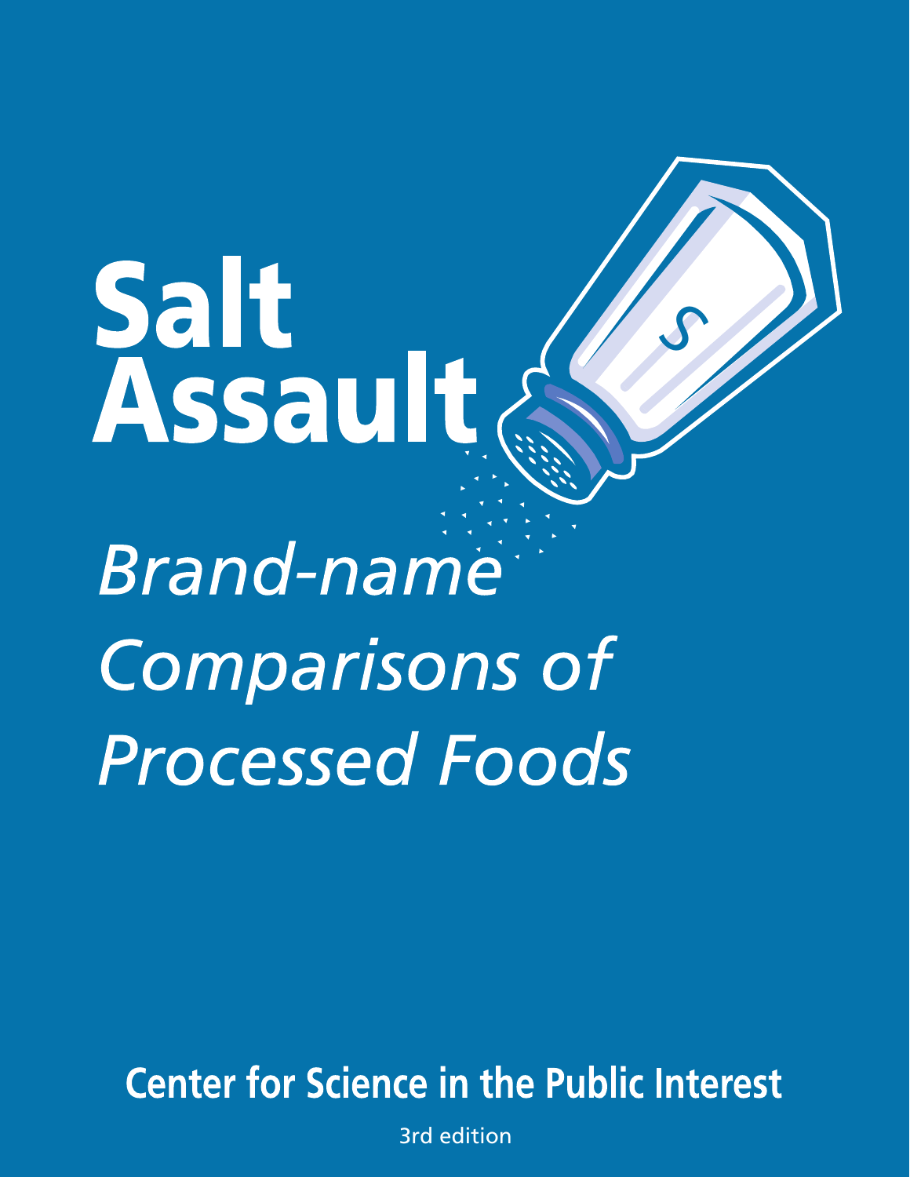# Salt Assault

*Brand-name Comparisons of Processed Foods*

**Center for Science in the Public Interest**

3rd edition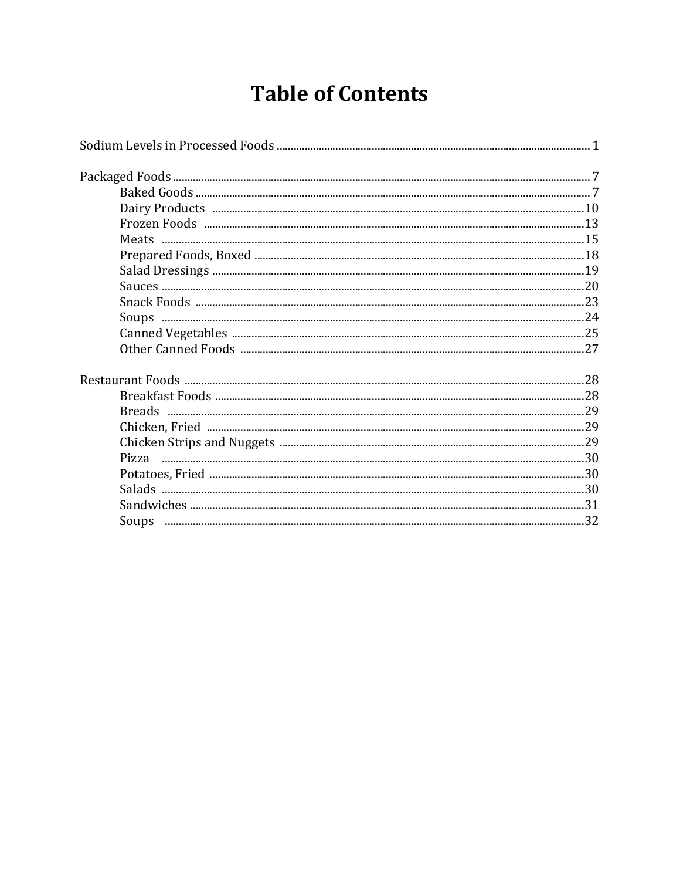# Table of Contents

Sodium Levels in Processed Foods ........ 1

Packaged Foods ........ 7
- Baked Goods ........ 7
- Dairy Products ........ 10
- Frozen Foods ........ 13
- Meats ........ 15
- Prepared Foods, Boxed ........ 18
- Salad Dressings ........ 19
- Sauces ........ 20
- Snack Foods ........ 23
- Soups ........ 24
- Canned Vegetables ........ 25
- Other Canned Foods ........ 27

Restaurant Foods ........ 28
- Breakfast Foods ........ 28
- Breads ........ 29
- Chicken, Fried ........ 29
- Chicken Strips and Nuggets ........ 29
- Pizza ........ 30
- Potatoes, Fried ........ 30
- Salads ........ 30
- Sandwiches ........ 31
- Soups ........ 32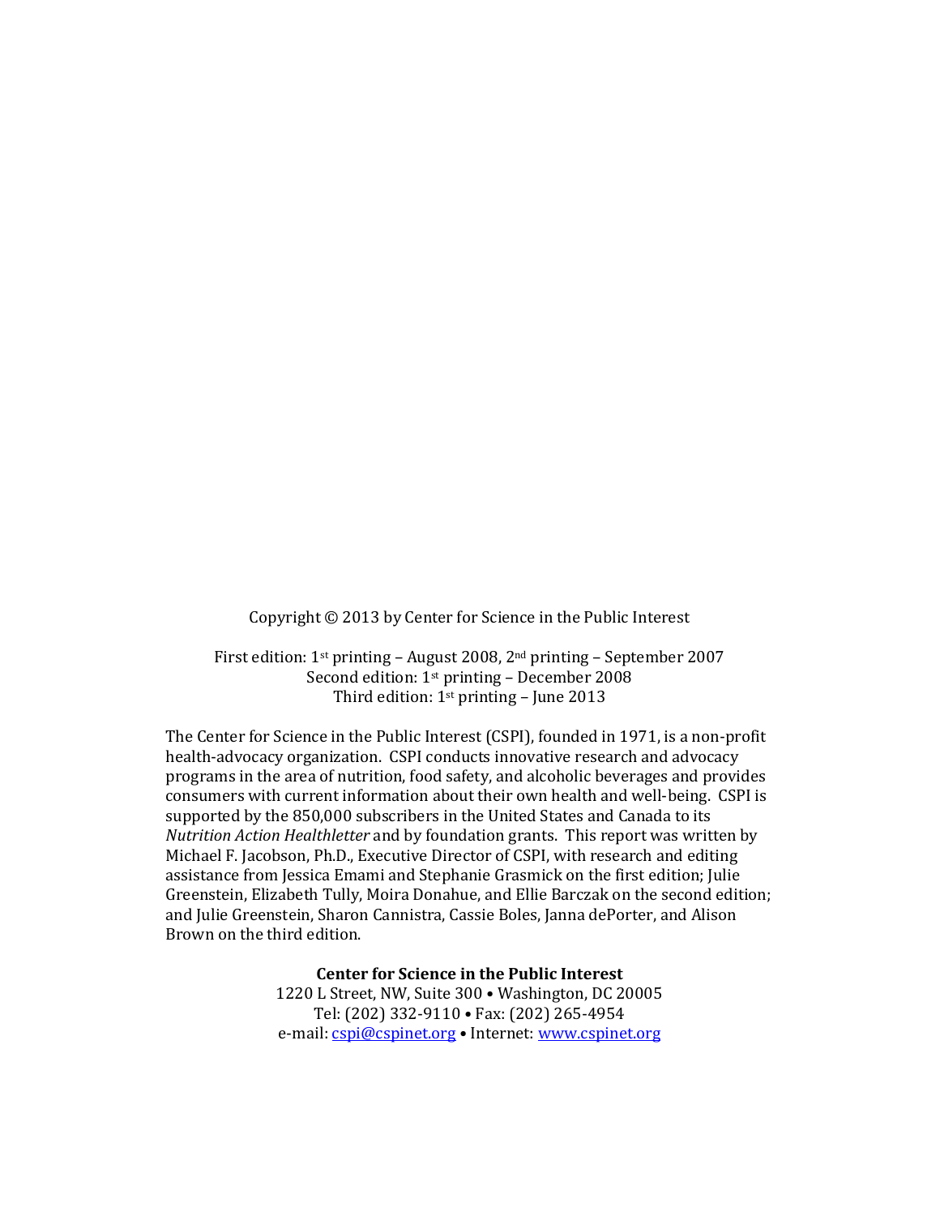Copyright © 2013 by Center for Science in the Public Interest

First edition: 1st printing – August 2008, 2nd printing – September 2007
Second edition: 1st printing – December 2008
Third edition: 1st printing – June 2013

The Center for Science in the Public Interest (CSPI), founded in 1971, is a non-profit health-advocacy organization. CSPI conducts innovative research and advocacy programs in the area of nutrition, food safety, and alcoholic beverages and provides consumers with current information about their own health and well-being. CSPI is supported by the 850,000 subscribers in the United States and Canada to its *Nutrition Action Healthletter* and by foundation grants. This report was written by Michael F. Jacobson, Ph.D., Executive Director of CSPI, with research and editing assistance from Jessica Emami and Stephanie Grasmick on the first edition; Julie Greenstein, Elizabeth Tully, Moira Donahue, and Ellie Barczak on the second edition; and Julie Greenstein, Sharon Cannistra, Cassie Boles, Janna dePorter, and Alison Brown on the third edition.

**Center for Science in the Public Interest**
1220 L Street, NW, Suite 300 • Washington, DC 20005
Tel: (202) 332-9110 • Fax: (202) 265-4954
e-mail: cspi@cspinet.org • Internet: www.cspinet.org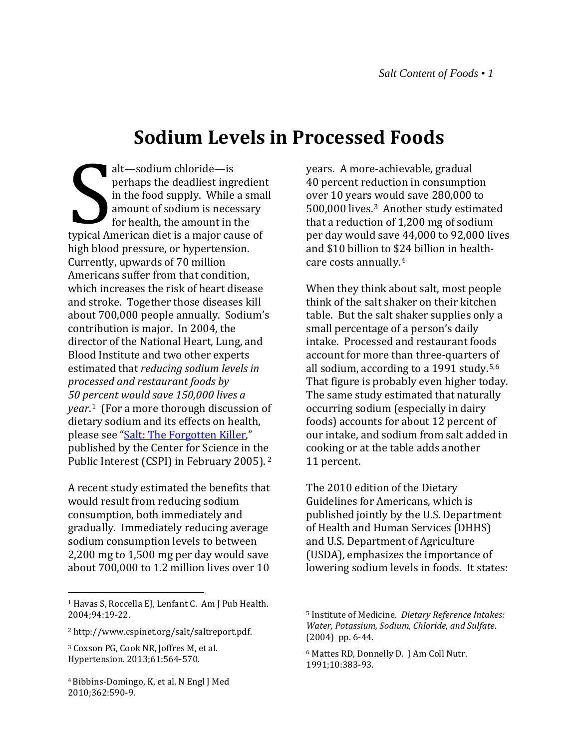# Sodium Levels in Processed Foods

Salt—sodium chloride—is perhaps the deadliest ingredient in the food supply. While a small amount of sodium is necessary for health, the amount in the typical American diet is a major cause of high blood pressure, or hypertension. Currently, upwards of 70 million Americans suffer from that condition, which increases the risk of heart disease and stroke. Together those diseases kill about 700,000 people annually. Sodium's contribution is major. In 2004, the director of the National Heart, Lung, and Blood Institute and two other experts estimated that *reducing sodium levels in processed and restaurant foods by 50 percent would save 150,000 lives a year*.[1] (For a more thorough discussion of dietary sodium and its effects on health, please see "[Salt: The Forgotten Killer](http://www.cspinet.org/salt/saltreport.pdf)," published by the Center for Science in the Public Interest (CSPI) in February 2005).[2]

A recent study estimated the benefits that would result from reducing sodium consumption, both immediately and gradually. Immediately reducing average sodium consumption levels to between 2,200 mg to 1,500 mg per day would save about 700,000 to 1.2 million lives over 10 years. A more-achievable, gradual 40 percent reduction in consumption over 10 years would save 280,000 to 500,000 lives.[3] Another study estimated that a reduction of 1,200 mg of sodium per day would save 44,000 to 92,000 lives and $10 billion to $24 billion in health-care costs annually.[4]

When they think about salt, most people think of the salt shaker on their kitchen table. But the salt shaker supplies only a small percentage of a person's daily intake. Processed and restaurant foods account for more than three-quarters of all sodium, according to a 1991 study.[5,6] That figure is probably even higher today. The same study estimated that naturally occurring sodium (especially in dairy foods) accounts for about 12 percent of our intake, and sodium from salt added in cooking or at the table adds another 11 percent.

The 2010 edition of the Dietary Guidelines for Americans, which is published jointly by the U.S. Department of Health and Human Services (DHHS) and U.S. Department of Agriculture (USDA), emphasizes the importance of lowering sodium levels in foods. It states:

---

[1] Havas S, Roccella EJ, Lenfant C. Am J Pub Health. 2004;94:19-22.

[2] http://www.cspinet.org/salt/saltreport.pdf.

[3] Coxson PG, Cook NR, Joffres M, et al. Hypertension. 2013;61:564-570.

[4] Bibbins-Domingo, K, et al. N Engl J Med 2010;362:590-9.

[5] Institute of Medicine. *Dietary Reference Intakes: Water, Potassium, Sodium, Chloride, and Sulfate*. (2004) pp. 6-44.

[6] Mattes RD, Donnelly D. J Am Coll Nutr. 1991;10:383-93.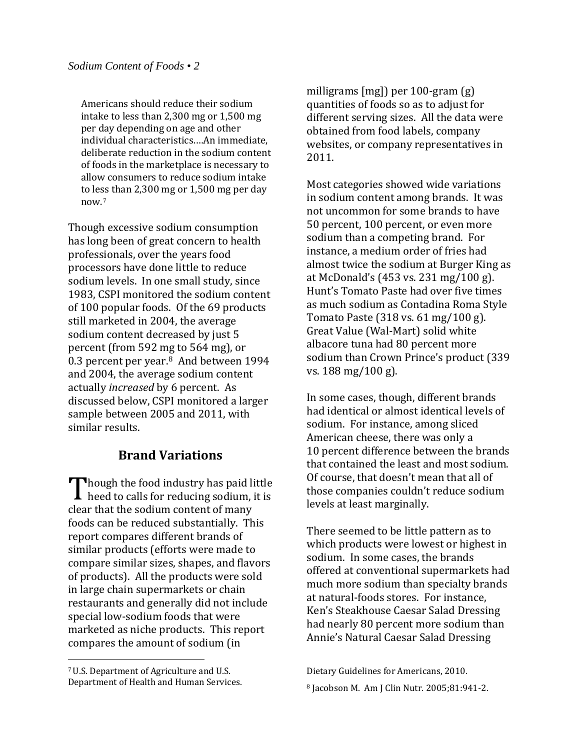> Americans should reduce their sodium intake to less than 2,300 mg or 1,500 mg per day depending on age and other individual characteristics….An immediate, deliberate reduction in the sodium content of foods in the marketplace is necessary to allow consumers to reduce sodium intake to less than 2,300 mg or 1,500 mg per day now.[7]

Though excessive sodium consumption has long been of great concern to health professionals, over the years food processors have done little to reduce sodium levels. In one small study, since 1983, CSPI monitored the sodium content of 100 popular foods. Of the 69 products still marketed in 2004, the average sodium content decreased by just 5 percent (from 592 mg to 564 mg), or 0.3 percent per year.[8] And between 1994 and 2004, the average sodium content actually *increased* by 6 percent. As discussed below, CSPI monitored a larger sample between 2005 and 2011, with similar results.

## Brand Variations

Though the food industry has paid little heed to calls for reducing sodium, it is clear that the sodium content of many foods can be reduced substantially. This report compares different brands of similar products (efforts were made to compare similar sizes, shapes, and flavors of products). All the products were sold in large chain supermarkets or chain restaurants and generally did not include special low-sodium foods that were marketed as niche products. This report compares the amount of sodium (in milligrams [mg]) per 100-gram (g) quantities of foods so as to adjust for different serving sizes. All the data were obtained from food labels, company websites, or company representatives in 2011.

Most categories showed wide variations in sodium content among brands. It was not uncommon for some brands to have 50 percent, 100 percent, or even more sodium than a competing brand. For instance, a medium order of fries had almost twice the sodium at Burger King as at McDonald's (453 vs. 231 mg/100 g). Hunt's Tomato Paste had over five times as much sodium as Contadina Roma Style Tomato Paste (318 vs. 61 mg/100 g). Great Value (Wal-Mart) solid white albacore tuna had 80 percent more sodium than Crown Prince's product (339 vs. 188 mg/100 g).

In some cases, though, different brands had identical or almost identical levels of sodium. For instance, among sliced American cheese, there was only a 10 percent difference between the brands that contained the least and most sodium. Of course, that doesn't mean that all of those companies couldn't reduce sodium levels at least marginally.

There seemed to be little pattern as to which products were lowest or highest in sodium. In some cases, the brands offered at conventional supermarkets had much more sodium than specialty brands at natural-foods stores. For instance, Ken's Steakhouse Caesar Salad Dressing had nearly 80 percent more sodium than Annie's Natural Caesar Salad Dressing

---

[7] U.S. Department of Agriculture and U.S. Department of Health and Human Services. Dietary Guidelines for Americans, 2010.

[8] Jacobson M. Am J Clin Nutr. 2005;81:941-2.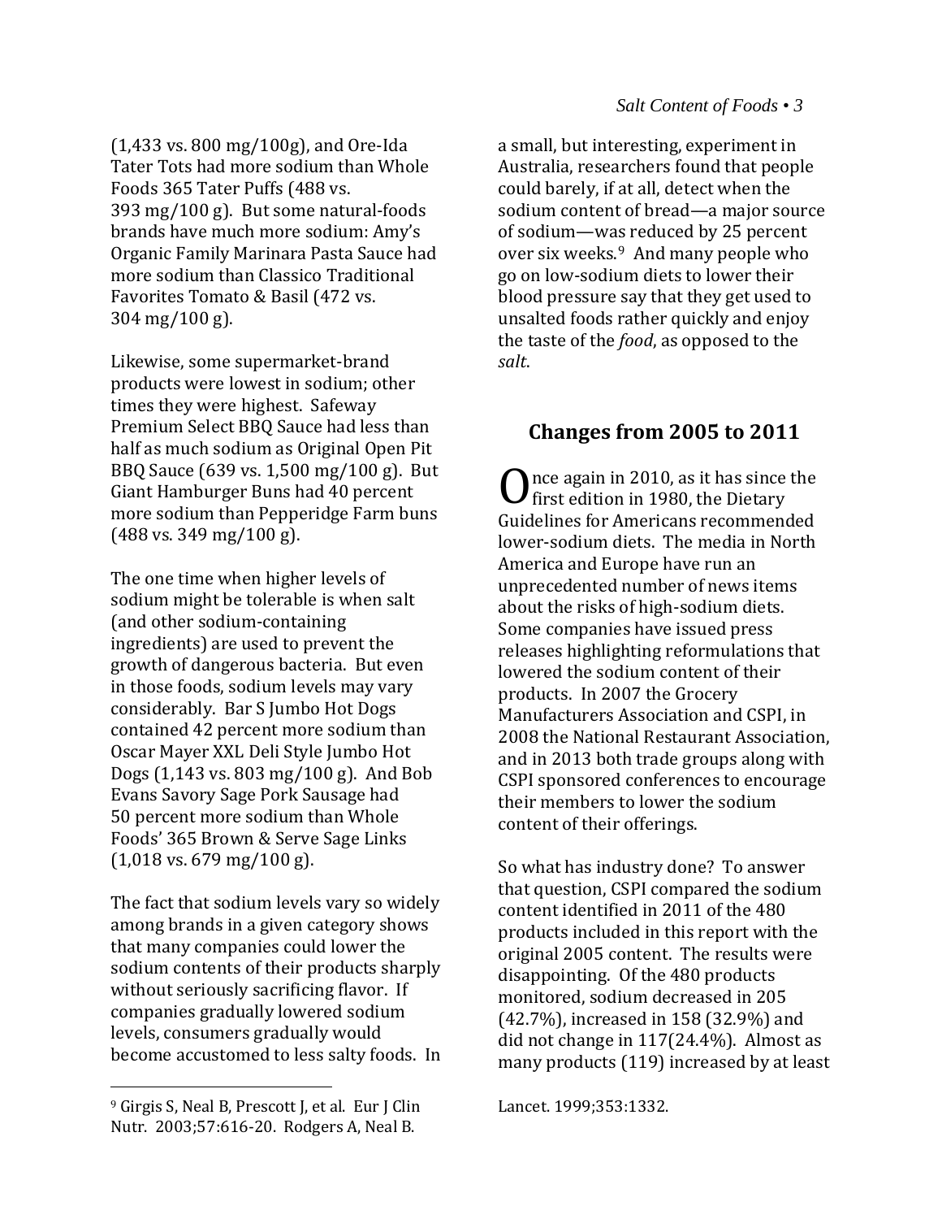(1,433 vs. 800 mg/100g), and Ore-Ida Tater Tots had more sodium than Whole Foods 365 Tater Puffs (488 vs. 393 mg/100 g). But some natural-foods brands have much more sodium: Amy's Organic Family Marinara Pasta Sauce had more sodium than Classico Traditional Favorites Tomato & Basil (472 vs. 304 mg/100 g).

Likewise, some supermarket-brand products were lowest in sodium; other times they were highest. Safeway Premium Select BBQ Sauce had less than half as much sodium as Original Open Pit BBQ Sauce (639 vs. 1,500 mg/100 g). But Giant Hamburger Buns had 40 percent more sodium than Pepperidge Farm buns (488 vs. 349 mg/100 g).

The one time when higher levels of sodium might be tolerable is when salt (and other sodium-containing ingredients) are used to prevent the growth of dangerous bacteria. But even in those foods, sodium levels may vary considerably. Bar S Jumbo Hot Dogs contained 42 percent more sodium than Oscar Mayer XXL Deli Style Jumbo Hot Dogs (1,143 vs. 803 mg/100 g). And Bob Evans Savory Sage Pork Sausage had 50 percent more sodium than Whole Foods' 365 Brown & Serve Sage Links (1,018 vs. 679 mg/100 g).

The fact that sodium levels vary so widely among brands in a given category shows that many companies could lower the sodium contents of their products sharply without seriously sacrificing flavor. If companies gradually lowered sodium levels, consumers gradually would become accustomed to less salty foods. In a small, but interesting, experiment in Australia, researchers found that people could barely, if at all, detect when the sodium content of bread—a major source of sodium—was reduced by 25 percent over six weeks.[9] And many people who go on low-sodium diets to lower their blood pressure say that they get used to unsalted foods rather quickly and enjoy the taste of the *food*, as opposed to the *salt*.

## Changes from 2005 to 2011

Once again in 2010, as it has since the first edition in 1980, the Dietary Guidelines for Americans recommended lower-sodium diets. The media in North America and Europe have run an unprecedented number of news items about the risks of high-sodium diets. Some companies have issued press releases highlighting reformulations that lowered the sodium content of their products. In 2007 the Grocery Manufacturers Association and CSPI, in 2008 the National Restaurant Association, and in 2013 both trade groups along with CSPI sponsored conferences to encourage their members to lower the sodium content of their offerings.

So what has industry done? To answer that question, CSPI compared the sodium content identified in 2011 of the 480 products included in this report with the original 2005 content. The results were disappointing. Of the 480 products monitored, sodium decreased in 205 (42.7%), increased in 158 (32.9%) and did not change in 117(24.4%). Almost as many products (119) increased by at least

---

[9] Girgis S, Neal B, Prescott J, et al. Eur J Clin Nutr. 2003;57:616-20. Rodgers A, Neal B. Lancet. 1999;353:1332.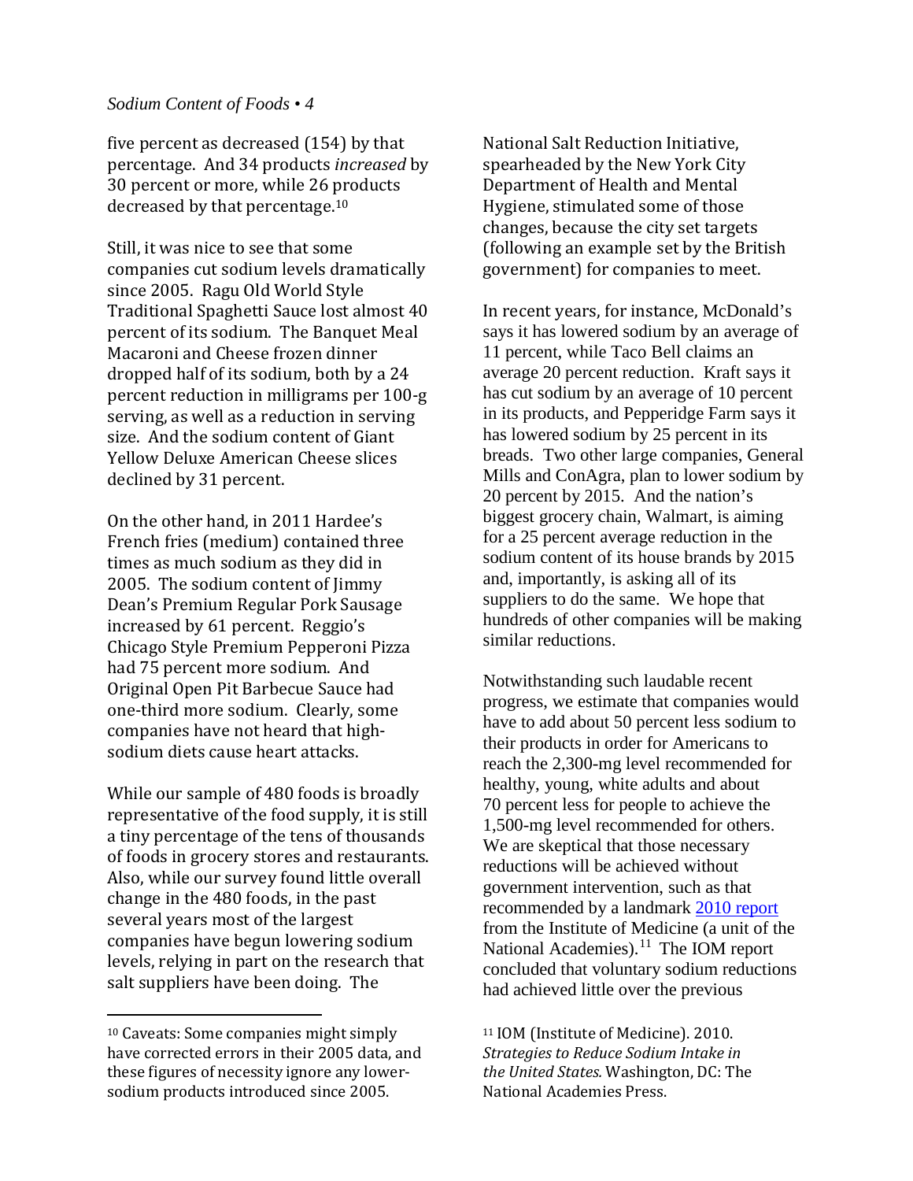five percent as decreased (154) by that percentage. And 34 products *increased* by 30 percent or more, while 26 products decreased by that percentage.[10]

Still, it was nice to see that some companies cut sodium levels dramatically since 2005. Ragu Old World Style Traditional Spaghetti Sauce lost almost 40 percent of its sodium. The Banquet Meal Macaroni and Cheese frozen dinner dropped half of its sodium, both by a 24 percent reduction in milligrams per 100-g serving, as well as a reduction in serving size. And the sodium content of Giant Yellow Deluxe American Cheese slices declined by 31 percent.

On the other hand, in 2011 Hardee's French fries (medium) contained three times as much sodium as they did in 2005. The sodium content of Jimmy Dean's Premium Regular Pork Sausage increased by 61 percent. Reggio's Chicago Style Premium Pepperoni Pizza had 75 percent more sodium. And Original Open Pit Barbecue Sauce had one-third more sodium. Clearly, some companies have not heard that high-sodium diets cause heart attacks.

While our sample of 480 foods is broadly representative of the food supply, it is still a tiny percentage of the tens of thousands of foods in grocery stores and restaurants. Also, while our survey found little overall change in the 480 foods, in the past several years most of the largest companies have begun lowering sodium levels, relying in part on the research that salt suppliers have been doing. The National Salt Reduction Initiative, spearheaded by the New York City Department of Health and Mental Hygiene, stimulated some of those changes, because the city set targets (following an example set by the British government) for companies to meet.

In recent years, for instance, McDonald's says it has lowered sodium by an average of 11 percent, while Taco Bell claims an average 20 percent reduction. Kraft says it has cut sodium by an average of 10 percent in its products, and Pepperidge Farm says it has lowered sodium by 25 percent in its breads. Two other large companies, General Mills and ConAgra, plan to lower sodium by 20 percent by 2015. And the nation's biggest grocery chain, Walmart, is aiming for a 25 percent average reduction in the sodium content of its house brands by 2015 and, importantly, is asking all of its suppliers to do the same. We hope that hundreds of other companies will be making similar reductions.

Notwithstanding such laudable recent progress, we estimate that companies would have to add about 50 percent less sodium to their products in order for Americans to reach the 2,300-mg level recommended for healthy, young, white adults and about 70 percent less for people to achieve the 1,500-mg level recommended for others. We are skeptical that those necessary reductions will be achieved without government intervention, such as that recommended by a landmark 2010 report from the Institute of Medicine (a unit of the National Academies).[11] The IOM report concluded that voluntary sodium reductions had achieved little over the previous

---

[10] Caveats: Some companies might simply have corrected errors in their 2005 data, and these figures of necessity ignore any lower-sodium products introduced since 2005.

[11] IOM (Institute of Medicine). 2010. *Strategies to Reduce Sodium Intake in the United States.* Washington, DC: The National Academies Press.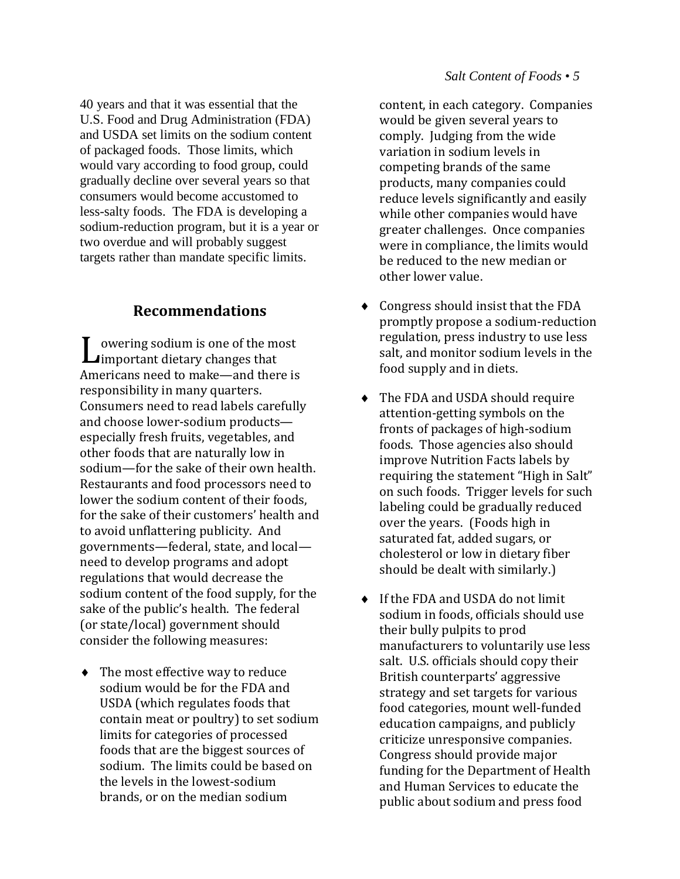40 years and that it was essential that the U.S. Food and Drug Administration (FDA) and USDA set limits on the sodium content of packaged foods. Those limits, which would vary according to food group, could gradually decline over several years so that consumers would become accustomed to less-salty foods. The FDA is developing a sodium-reduction program, but it is a year or two overdue and will probably suggest targets rather than mandate specific limits.

## Recommendations

Lowering sodium is one of the most important dietary changes that Americans need to make—and there is responsibility in many quarters. Consumers need to read labels carefully and choose lower-sodium products—especially fresh fruits, vegetables, and other foods that are naturally low in sodium—for the sake of their own health. Restaurants and food processors need to lower the sodium content of their foods, for the sake of their customers' health and to avoid unflattering publicity. And governments—federal, state, and local—need to develop programs and adopt regulations that would decrease the sodium content of the food supply, for the sake of the public's health. The federal (or state/local) government should consider the following measures:

- The most effective way to reduce sodium would be for the FDA and USDA (which regulates foods that contain meat or poultry) to set sodium limits for categories of processed foods that are the biggest sources of sodium. The limits could be based on the levels in the lowest-sodium brands, or on the median sodium content, in each category. Companies would be given several years to comply. Judging from the wide variation in sodium levels in competing brands of the same products, many companies could reduce levels significantly and easily while other companies would have greater challenges. Once companies were in compliance, the limits would be reduced to the new median or other lower value.
- Congress should insist that the FDA promptly propose a sodium-reduction regulation, press industry to use less salt, and monitor sodium levels in the food supply and in diets.
- The FDA and USDA should require attention-getting symbols on the fronts of packages of high-sodium foods. Those agencies also should improve Nutrition Facts labels by requiring the statement "High in Salt" on such foods. Trigger levels for such labeling could be gradually reduced over the years. (Foods high in saturated fat, added sugars, or cholesterol or low in dietary fiber should be dealt with similarly.)
- If the FDA and USDA do not limit sodium in foods, officials should use their bully pulpits to prod manufacturers to voluntarily use less salt. U.S. officials should copy their British counterparts' aggressive strategy and set targets for various food categories, mount well-funded education campaigns, and publicly criticize unresponsive companies. Congress should provide major funding for the Department of Health and Human Services to educate the public about sodium and press food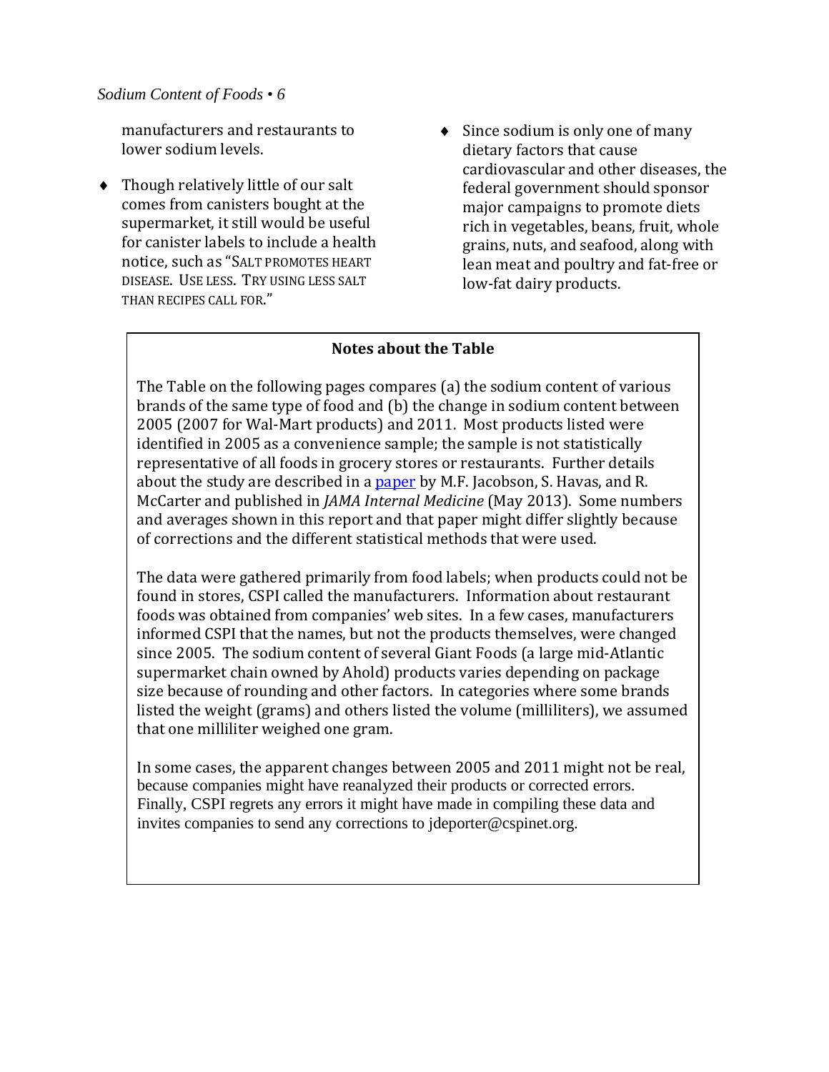manufacturers and restaurants to lower sodium levels.

- Though relatively little of our salt comes from canisters bought at the supermarket, it still would be useful for canister labels to include a health notice, such as "SALT PROMOTES HEART DISEASE. USE LESS. TRY USING LESS SALT THAN RECIPES CALL FOR."

- Since sodium is only one of many dietary factors that cause cardiovascular and other diseases, the federal government should sponsor major campaigns to promote diets rich in vegetables, beans, fruit, whole grains, nuts, and seafood, along with lean meat and poultry and fat-free or low-fat dairy products.

**Notes about the Table**

The Table on the following pages compares (a) the sodium content of various brands of the same type of food and (b) the change in sodium content between 2005 (2007 for Wal-Mart products) and 2011. Most products listed were identified in 2005 as a convenience sample; the sample is not statistically representative of all foods in grocery stores or restaurants. Further details about the study are described in a paper by M.F. Jacobson, S. Havas, and R. McCarter and published in *JAMA Internal Medicine* (May 2013). Some numbers and averages shown in this report and that paper might differ slightly because of corrections and the different statistical methods that were used.

The data were gathered primarily from food labels; when products could not be found in stores, CSPI called the manufacturers. Information about restaurant foods was obtained from companies' web sites. In a few cases, manufacturers informed CSPI that the names, but not the products themselves, were changed since 2005. The sodium content of several Giant Foods (a large mid-Atlantic supermarket chain owned by Ahold) products varies depending on package size because of rounding and other factors. In categories where some brands listed the weight (grams) and others listed the volume (milliliters), we assumed that one milliliter weighed one gram.

In some cases, the apparent changes between 2005 and 2011 might not be real, because companies might have reanalyzed their products or corrected errors. Finally, CSPI regrets any errors it might have made in compiling these data and invites companies to send any corrections to jdeporter@cspinet.org.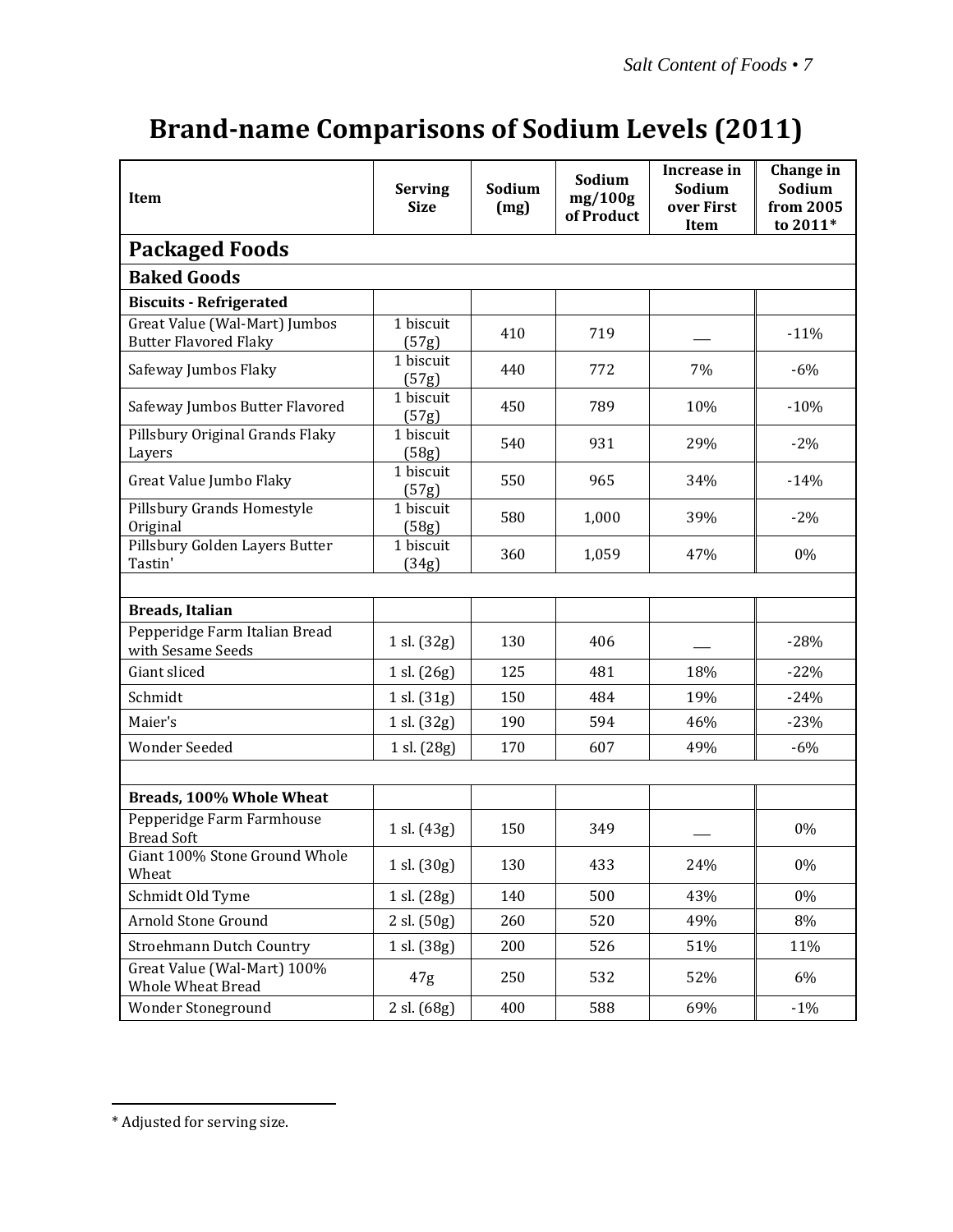# Brand-name Comparisons of Sodium Levels (2011)

| Item | Serving Size | Sodium (mg) | Sodium mg/100g of Product | Increase in Sodium over First Item | Change in Sodium from 2005 to 2011* |
|---|---|---|---|---|---|
| **Packaged Foods** | | | | | |
| **Baked Goods** | | | | | |
| **Biscuits - Refrigerated** | | | | | |
| Great Value (Wal-Mart) Jumbos Butter Flavored Flaky | 1 biscuit (57g) | 410 | 719 | ___ | -11% |
| Safeway Jumbos Flaky | 1 biscuit (57g) | 440 | 772 | 7% | -6% |
| Safeway Jumbos Butter Flavored | 1 biscuit (57g) | 450 | 789 | 10% | -10% |
| Pillsbury Original Grands Flaky Layers | 1 biscuit (58g) | 540 | 931 | 29% | -2% |
| Great Value Jumbo Flaky | 1 biscuit (57g) | 550 | 965 | 34% | -14% |
| Pillsbury Grands Homestyle Original | 1 biscuit (58g) | 580 | 1,000 | 39% | -2% |
| Pillsbury Golden Layers Butter Tastin' | 1 biscuit (34g) | 360 | 1,059 | 47% | 0% |
| | | | | | |
| **Breads, Italian** | | | | | |
| Pepperidge Farm Italian Bread with Sesame Seeds | 1 sl. (32g) | 130 | 406 | ___ | -28% |
| Giant sliced | 1 sl. (26g) | 125 | 481 | 18% | -22% |
| Schmidt | 1 sl. (31g) | 150 | 484 | 19% | -24% |
| Maier's | 1 sl. (32g) | 190 | 594 | 46% | -23% |
| Wonder Seeded | 1 sl. (28g) | 170 | 607 | 49% | -6% |
| | | | | | |
| **Breads, 100% Whole Wheat** | | | | | |
| Pepperidge Farm Farmhouse Bread Soft | 1 sl. (43g) | 150 | 349 | ___ | 0% |
| Giant 100% Stone Ground Whole Wheat | 1 sl. (30g) | 130 | 433 | 24% | 0% |
| Schmidt Old Tyme | 1 sl. (28g) | 140 | 500 | 43% | 0% |
| Arnold Stone Ground | 2 sl. (50g) | 260 | 520 | 49% | 8% |
| Stroehmann Dutch Country | 1 sl. (38g) | 200 | 526 | 51% | 11% |
| Great Value (Wal-Mart) 100% Whole Wheat Bread | 47g | 250 | 532 | 52% | 6% |
| Wonder Stoneground | 2 sl. (68g) | 400 | 588 | 69% | -1% |

* Adjusted for serving size.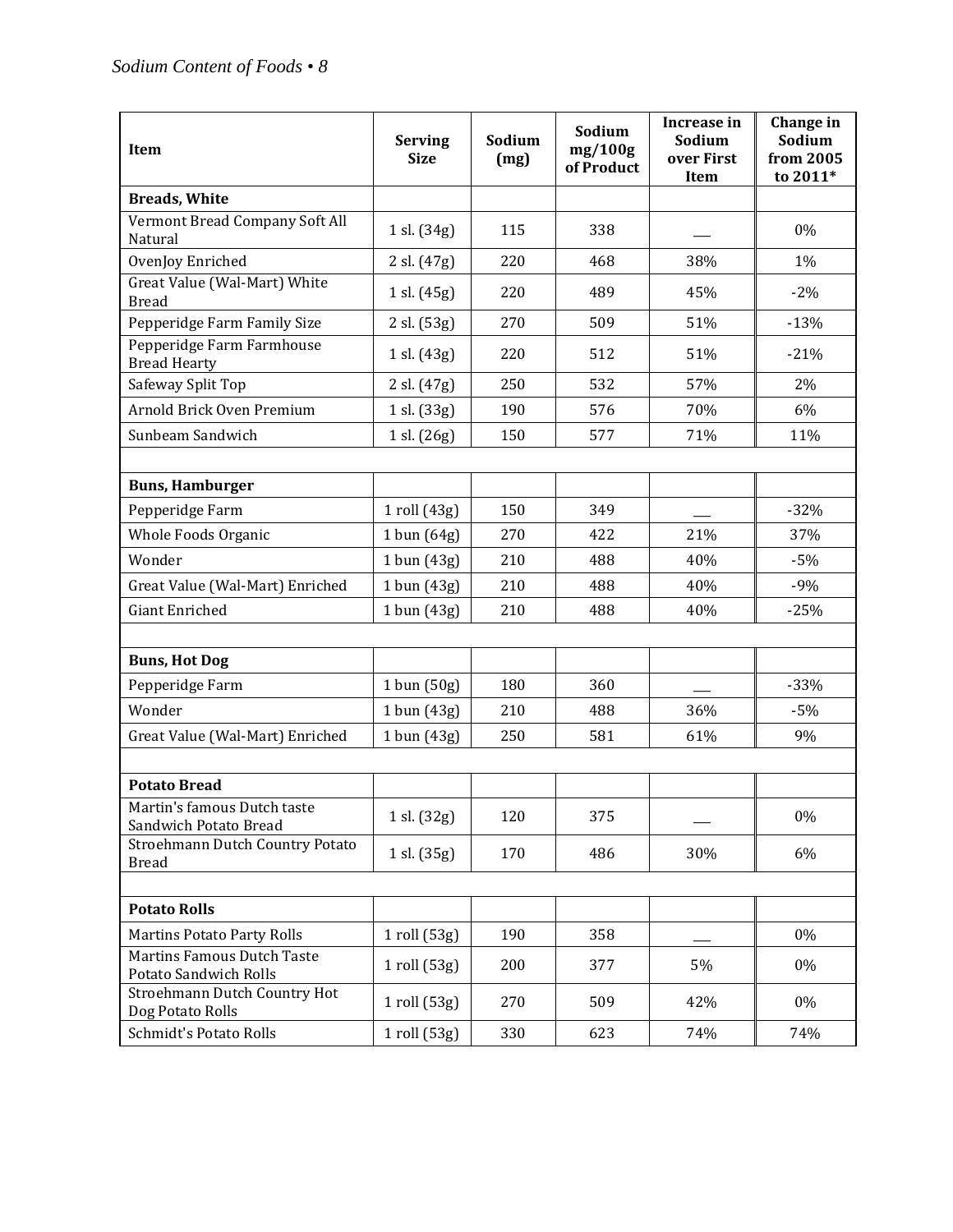| Item | Serving Size | Sodium (mg) | Sodium mg/100g of Product | Increase in Sodium over First Item | Change in Sodium from 2005 to 2011* |
|---|---|---|---|---|---|
| **Breads, White** | | | | | |
| Vermont Bread Company Soft All Natural | 1 sl. (34g) | 115 | 338 | ___ | 0% |
| OvenJoy Enriched | 2 sl. (47g) | 220 | 468 | 38% | 1% |
| Great Value (Wal-Mart) White Bread | 1 sl. (45g) | 220 | 489 | 45% | -2% |
| Pepperidge Farm Family Size | 2 sl. (53g) | 270 | 509 | 51% | -13% |
| Pepperidge Farm Farmhouse Bread Hearty | 1 sl. (43g) | 220 | 512 | 51% | -21% |
| Safeway Split Top | 2 sl. (47g) | 250 | 532 | 57% | 2% |
| Arnold Brick Oven Premium | 1 sl. (33g) | 190 | 576 | 70% | 6% |
| Sunbeam Sandwich | 1 sl. (26g) | 150 | 577 | 71% | 11% |
| | | | | | |
| **Buns, Hamburger** | | | | | |
| Pepperidge Farm | 1 roll (43g) | 150 | 349 | ___ | -32% |
| Whole Foods Organic | 1 bun (64g) | 270 | 422 | 21% | 37% |
| Wonder | 1 bun (43g) | 210 | 488 | 40% | -5% |
| Great Value (Wal-Mart) Enriched | 1 bun (43g) | 210 | 488 | 40% | -9% |
| Giant Enriched | 1 bun (43g) | 210 | 488 | 40% | -25% |
| | | | | | |
| **Buns, Hot Dog** | | | | | |
| Pepperidge Farm | 1 bun (50g) | 180 | 360 | ___ | -33% |
| Wonder | 1 bun (43g) | 210 | 488 | 36% | -5% |
| Great Value (Wal-Mart) Enriched | 1 bun (43g) | 250 | 581 | 61% | 9% |
| | | | | | |
| **Potato Bread** | | | | | |
| Martin's famous Dutch taste Sandwich Potato Bread | 1 sl. (32g) | 120 | 375 | ___ | 0% |
| Stroehmann Dutch Country Potato Bread | 1 sl. (35g) | 170 | 486 | 30% | 6% |
| | | | | | |
| **Potato Rolls** | | | | | |
| Martins Potato Party Rolls | 1 roll (53g) | 190 | 358 | ___ | 0% |
| Martins Famous Dutch Taste Potato Sandwich Rolls | 1 roll (53g) | 200 | 377 | 5% | 0% |
| Stroehmann Dutch Country Hot Dog Potato Rolls | 1 roll (53g) | 270 | 509 | 42% | 0% |
| Schmidt's Potato Rolls | 1 roll (53g) | 330 | 623 | 74% | 74% |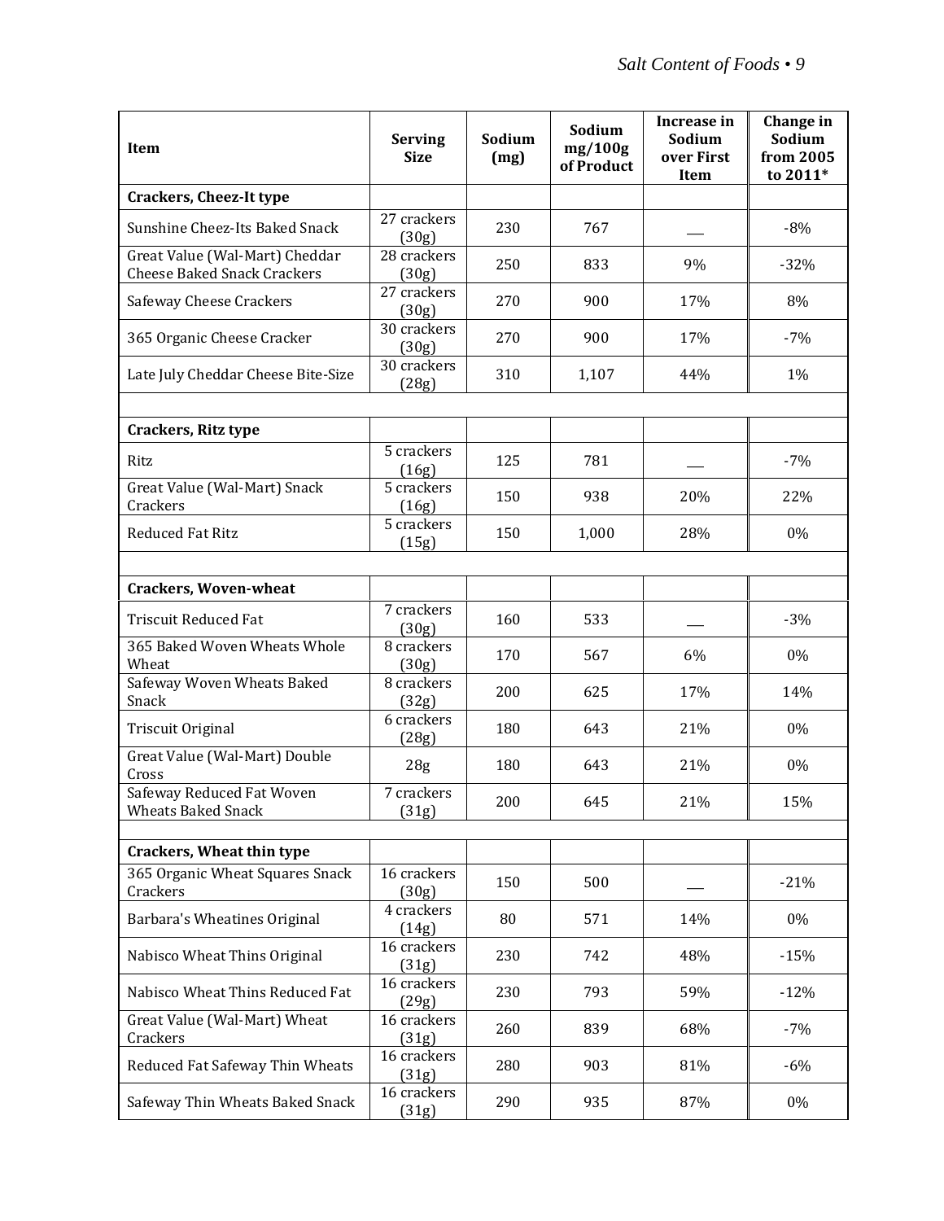| Item | Serving Size | Sodium (mg) | Sodium mg/100g of Product | Increase in Sodium over First Item | Change in Sodium from 2005 to 2011* |
|---|---|---|---|---|---|
| **Crackers, Cheez-It type** | | | | | |
| Sunshine Cheez-Its Baked Snack | 27 crackers (30g) | 230 | 767 | ___ | -8% |
| Great Value (Wal-Mart) Cheddar Cheese Baked Snack Crackers | 28 crackers (30g) | 250 | 833 | 9% | -32% |
| Safeway Cheese Crackers | 27 crackers (30g) | 270 | 900 | 17% | 8% |
| 365 Organic Cheese Cracker | 30 crackers (30g) | 270 | 900 | 17% | -7% |
| Late July Cheddar Cheese Bite-Size | 30 crackers (28g) | 310 | 1,107 | 44% | 1% |
| | | | | | |
| **Crackers, Ritz type** | | | | | |
| Ritz | 5 crackers (16g) | 125 | 781 | ___ | -7% |
| Great Value (Wal-Mart) Snack Crackers | 5 crackers (16g) | 150 | 938 | 20% | 22% |
| Reduced Fat Ritz | 5 crackers (15g) | 150 | 1,000 | 28% | 0% |
| | | | | | |
| **Crackers, Woven-wheat** | | | | | |
| Triscuit Reduced Fat | 7 crackers (30g) | 160 | 533 | ___ | -3% |
| 365 Baked Woven Wheats Whole Wheat | 8 crackers (30g) | 170 | 567 | 6% | 0% |
| Safeway Woven Wheats Baked Snack | 8 crackers (32g) | 200 | 625 | 17% | 14% |
| Triscuit Original | 6 crackers (28g) | 180 | 643 | 21% | 0% |
| Great Value (Wal-Mart) Double Cross | 28g | 180 | 643 | 21% | 0% |
| Safeway Reduced Fat Woven Wheats Baked Snack | 7 crackers (31g) | 200 | 645 | 21% | 15% |
| | | | | | |
| **Crackers, Wheat thin type** | | | | | |
| 365 Organic Wheat Squares Snack Crackers | 16 crackers (30g) | 150 | 500 | ___ | -21% |
| Barbara's Wheatines Original | 4 crackers (14g) | 80 | 571 | 14% | 0% |
| Nabisco Wheat Thins Original | 16 crackers (31g) | 230 | 742 | 48% | -15% |
| Nabisco Wheat Thins Reduced Fat | 16 crackers (29g) | 230 | 793 | 59% | -12% |
| Great Value (Wal-Mart) Wheat Crackers | 16 crackers (31g) | 260 | 839 | 68% | -7% |
| Reduced Fat Safeway Thin Wheats | 16 crackers (31g) | 280 | 903 | 81% | -6% |
| Safeway Thin Wheats Baked Snack | 16 crackers (31g) | 290 | 935 | 87% | 0% |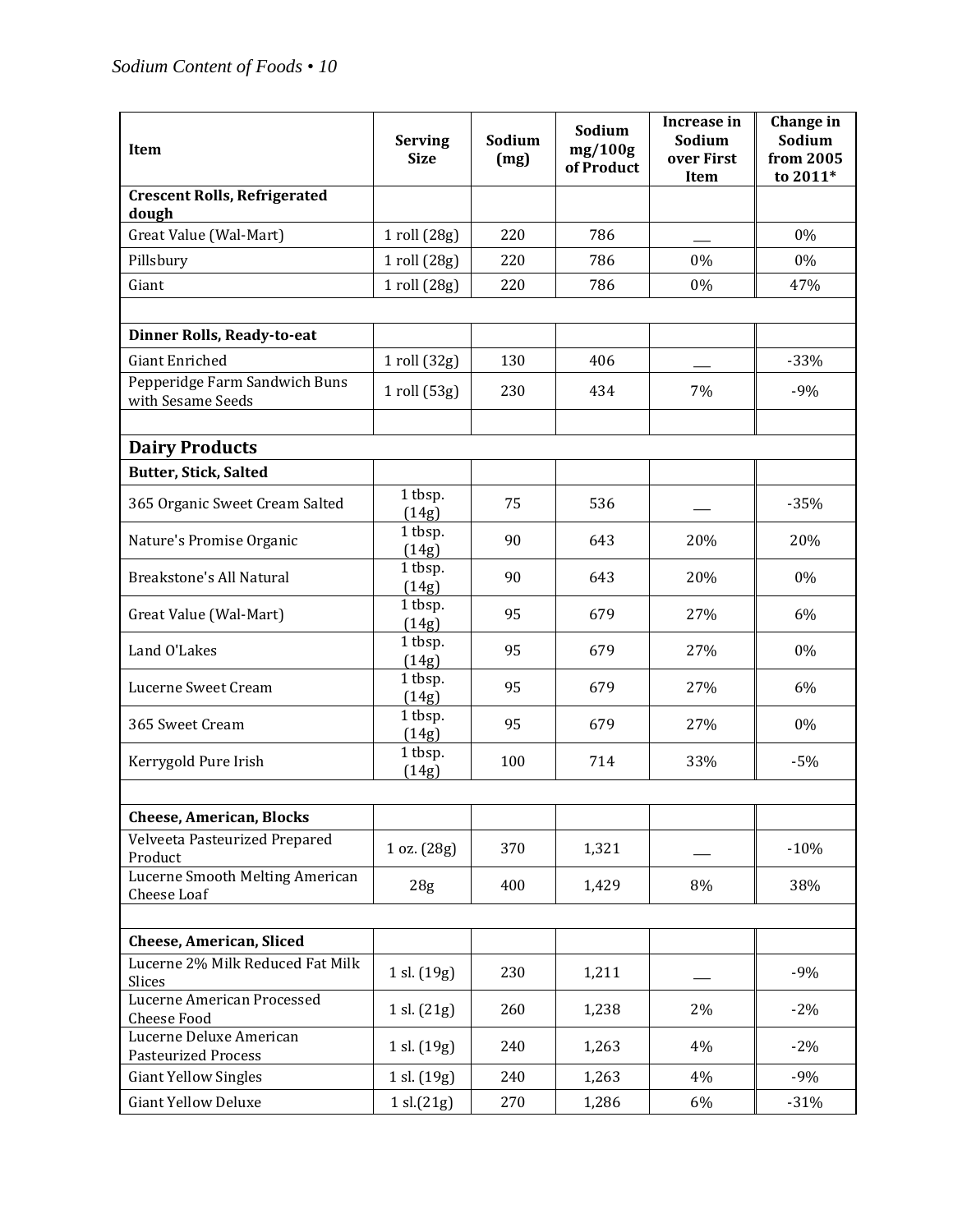| Item | Serving Size | Sodium (mg) | Sodium mg/100g of Product | Increase in Sodium over First Item | Change in Sodium from 2005 to 2011* |
|---|---|---|---|---|---|
| **Crescent Rolls, Refrigerated dough** | | | | | |
| Great Value (Wal-Mart) | 1 roll (28g) | 220 | 786 | __ | 0% |
| Pillsbury | 1 roll (28g) | 220 | 786 | 0% | 0% |
| Giant | 1 roll (28g) | 220 | 786 | 0% | 47% |
| | | | | | |
| **Dinner Rolls, Ready-to-eat** | | | | | |
| Giant Enriched | 1 roll (32g) | 130 | 406 | __ | -33% |
| Pepperidge Farm Sandwich Buns with Sesame Seeds | 1 roll (53g) | 230 | 434 | 7% | -9% |
| | | | | | |
| **Dairy Products** | | | | | |
| **Butter, Stick, Salted** | | | | | |
| 365 Organic Sweet Cream Salted | 1 tbsp. (14g) | 75 | 536 | __ | -35% |
| Nature's Promise Organic | 1 tbsp. (14g) | 90 | 643 | 20% | 20% |
| Breakstone's All Natural | 1 tbsp. (14g) | 90 | 643 | 20% | 0% |
| Great Value (Wal-Mart) | 1 tbsp. (14g) | 95 | 679 | 27% | 6% |
| Land O'Lakes | 1 tbsp. (14g) | 95 | 679 | 27% | 0% |
| Lucerne Sweet Cream | 1 tbsp. (14g) | 95 | 679 | 27% | 6% |
| 365 Sweet Cream | 1 tbsp. (14g) | 95 | 679 | 27% | 0% |
| Kerrygold Pure Irish | 1 tbsp. (14g) | 100 | 714 | 33% | -5% |
| | | | | | |
| **Cheese, American, Blocks** | | | | | |
| Velveeta Pasteurized Prepared Product | 1 oz. (28g) | 370 | 1,321 | __ | -10% |
| Lucerne Smooth Melting American Cheese Loaf | 28g | 400 | 1,429 | 8% | 38% |
| | | | | | |
| **Cheese, American, Sliced** | | | | | |
| Lucerne 2% Milk Reduced Fat Milk Slices | 1 sl. (19g) | 230 | 1,211 | __ | -9% |
| Lucerne American Processed Cheese Food | 1 sl. (21g) | 260 | 1,238 | 2% | -2% |
| Lucerne Deluxe American Pasteurized Process | 1 sl. (19g) | 240 | 1,263 | 4% | -2% |
| Giant Yellow Singles | 1 sl. (19g) | 240 | 1,263 | 4% | -9% |
| Giant Yellow Deluxe | 1 sl.(21g) | 270 | 1,286 | 6% | -31% |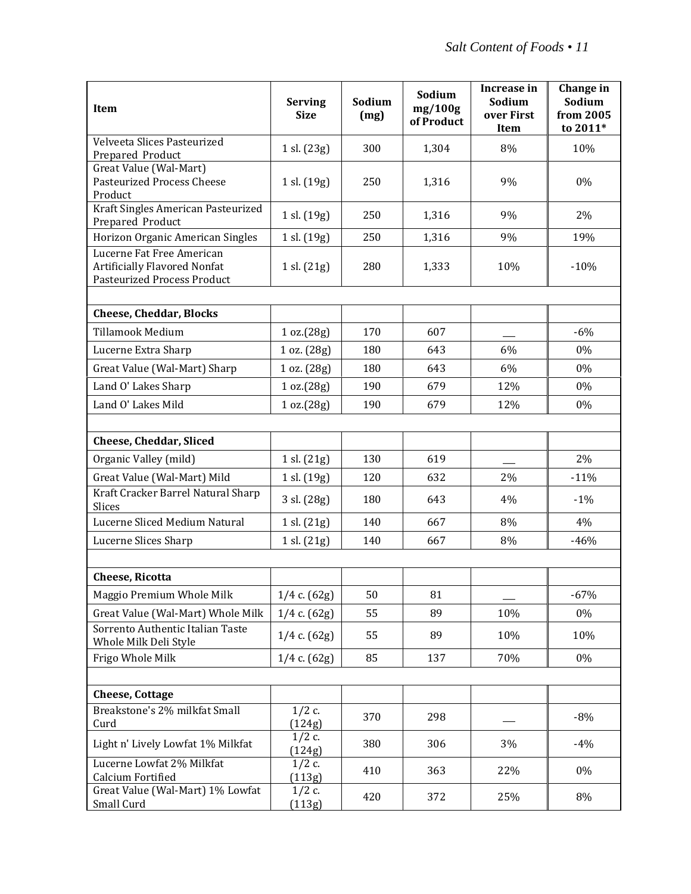| Item | Serving Size | Sodium (mg) | Sodium mg/100g of Product | Increase in Sodium over First Item | Change in Sodium from 2005 to 2011* |
|---|---|---|---|---|---|
| Velveeta Slices Pasteurized Prepared Product | 1 sl. (23g) | 300 | 1,304 | 8% | 10% |
| Great Value (Wal-Mart) Pasteurized Process Cheese Product | 1 sl. (19g) | 250 | 1,316 | 9% | 0% |
| Kraft Singles American Pasteurized Prepared Product | 1 sl. (19g) | 250 | 1,316 | 9% | 2% |
| Horizon Organic American Singles | 1 sl. (19g) | 250 | 1,316 | 9% | 19% |
| Lucerne Fat Free American Artificially Flavored Nonfat Pasteurized Process Product | 1 sl. (21g) | 280 | 1,333 | 10% | -10% |
| | | | | | |
| **Cheese, Cheddar, Blocks** | | | | | |
| Tillamook Medium | 1 oz.(28g) | 170 | 607 | ___ | -6% |
| Lucerne Extra Sharp | 1 oz. (28g) | 180 | 643 | 6% | 0% |
| Great Value (Wal-Mart) Sharp | 1 oz. (28g) | 180 | 643 | 6% | 0% |
| Land O' Lakes Sharp | 1 oz.(28g) | 190 | 679 | 12% | 0% |
| Land O' Lakes Mild | 1 oz.(28g) | 190 | 679 | 12% | 0% |
| | | | | | |
| **Cheese, Cheddar, Sliced** | | | | | |
| Organic Valley (mild) | 1 sl. (21g) | 130 | 619 | ___ | 2% |
| Great Value (Wal-Mart) Mild | 1 sl. (19g) | 120 | 632 | 2% | -11% |
| Kraft Cracker Barrel Natural Sharp Slices | 3 sl. (28g) | 180 | 643 | 4% | -1% |
| Lucerne Sliced Medium Natural | 1 sl. (21g) | 140 | 667 | 8% | 4% |
| Lucerne Slices Sharp | 1 sl. (21g) | 140 | 667 | 8% | -46% |
| | | | | | |
| **Cheese, Ricotta** | | | | | |
| Maggio Premium Whole Milk | 1/4 c. (62g) | 50 | 81 | ___ | -67% |
| Great Value (Wal-Mart) Whole Milk | 1/4 c. (62g) | 55 | 89 | 10% | 0% |
| Sorrento Authentic Italian Taste Whole Milk Deli Style | 1/4 c. (62g) | 55 | 89 | 10% | 10% |
| Frigo Whole Milk | 1/4 c. (62g) | 85 | 137 | 70% | 0% |
| | | | | | |
| **Cheese, Cottage** | | | | | |
| Breakstone's 2% milkfat Small Curd | 1/2 c. (124g) | 370 | 298 | ___ | -8% |
| Light n' Lively Lowfat 1% Milkfat | 1/2 c. (124g) | 380 | 306 | 3% | -4% |
| Lucerne Lowfat 2% Milkfat Calcium Fortified | 1/2 c. (113g) | 410 | 363 | 22% | 0% |
| Great Value (Wal-Mart) 1% Lowfat Small Curd | 1/2 c. (113g) | 420 | 372 | 25% | 8% |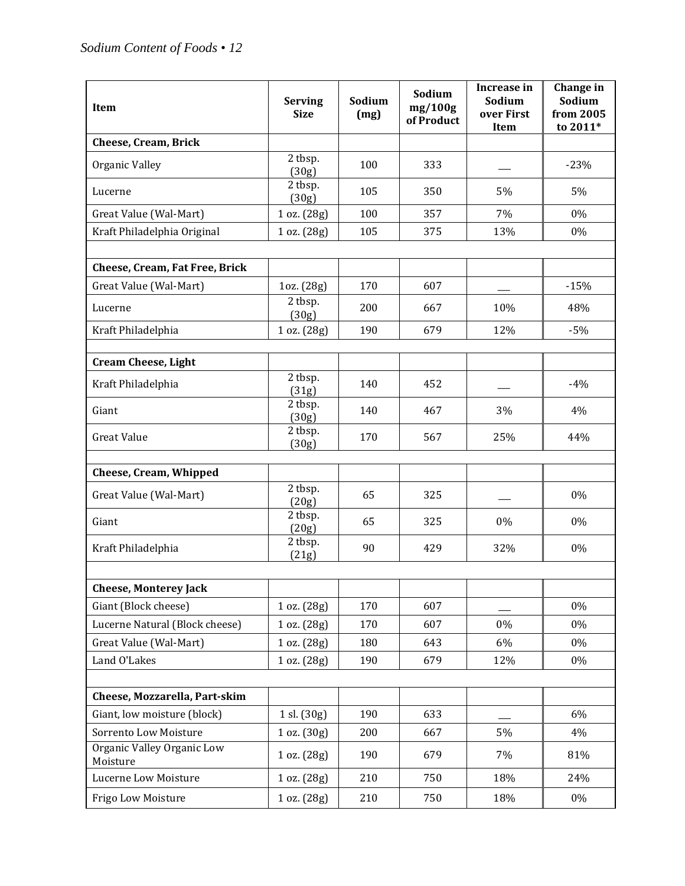| Item | Serving Size | Sodium (mg) | Sodium mg/100g of Product | Increase in Sodium over First Item | Change in Sodium from 2005 to 2011* |
|---|---|---|---|---|---|
| **Cheese, Cream, Brick** | | | | | |
| Organic Valley | 2 tbsp. (30g) | 100 | 333 | ___ | -23% |
| Lucerne | 2 tbsp. (30g) | 105 | 350 | 5% | 5% |
| Great Value (Wal-Mart) | 1 oz. (28g) | 100 | 357 | 7% | 0% |
| Kraft Philadelphia Original | 1 oz. (28g) | 105 | 375 | 13% | 0% |
| | | | | | |
| **Cheese, Cream, Fat Free, Brick** | | | | | |
| Great Value (Wal-Mart) | 1oz. (28g) | 170 | 607 | ___ | -15% |
| Lucerne | 2 tbsp. (30g) | 200 | 667 | 10% | 48% |
| Kraft Philadelphia | 1 oz. (28g) | 190 | 679 | 12% | -5% |
| | | | | | |
| **Cream Cheese, Light** | | | | | |
| Kraft Philadelphia | 2 tbsp. (31g) | 140 | 452 | ___ | -4% |
| Giant | 2 tbsp. (30g) | 140 | 467 | 3% | 4% |
| Great Value | 2 tbsp. (30g) | 170 | 567 | 25% | 44% |
| | | | | | |
| **Cheese, Cream, Whipped** | | | | | |
| Great Value (Wal-Mart) | 2 tbsp. (20g) | 65 | 325 | ___ | 0% |
| Giant | 2 tbsp. (20g) | 65 | 325 | 0% | 0% |
| Kraft Philadelphia | 2 tbsp. (21g) | 90 | 429 | 32% | 0% |
| | | | | | |
| **Cheese, Monterey Jack** | | | | | |
| Giant (Block cheese) | 1 oz. (28g) | 170 | 607 | ___ | 0% |
| Lucerne Natural (Block cheese) | 1 oz. (28g) | 170 | 607 | 0% | 0% |
| Great Value (Wal-Mart) | 1 oz. (28g) | 180 | 643 | 6% | 0% |
| Land O'Lakes | 1 oz. (28g) | 190 | 679 | 12% | 0% |
| | | | | | |
| **Cheese, Mozzarella, Part-skim** | | | | | |
| Giant, low moisture (block) | 1 sl. (30g) | 190 | 633 | ___ | 6% |
| Sorrento Low Moisture | 1 oz. (30g) | 200 | 667 | 5% | 4% |
| Organic Valley Organic Low Moisture | 1 oz. (28g) | 190 | 679 | 7% | 81% |
| Lucerne Low Moisture | 1 oz. (28g) | 210 | 750 | 18% | 24% |
| Frigo Low Moisture | 1 oz. (28g) | 210 | 750 | 18% | 0% |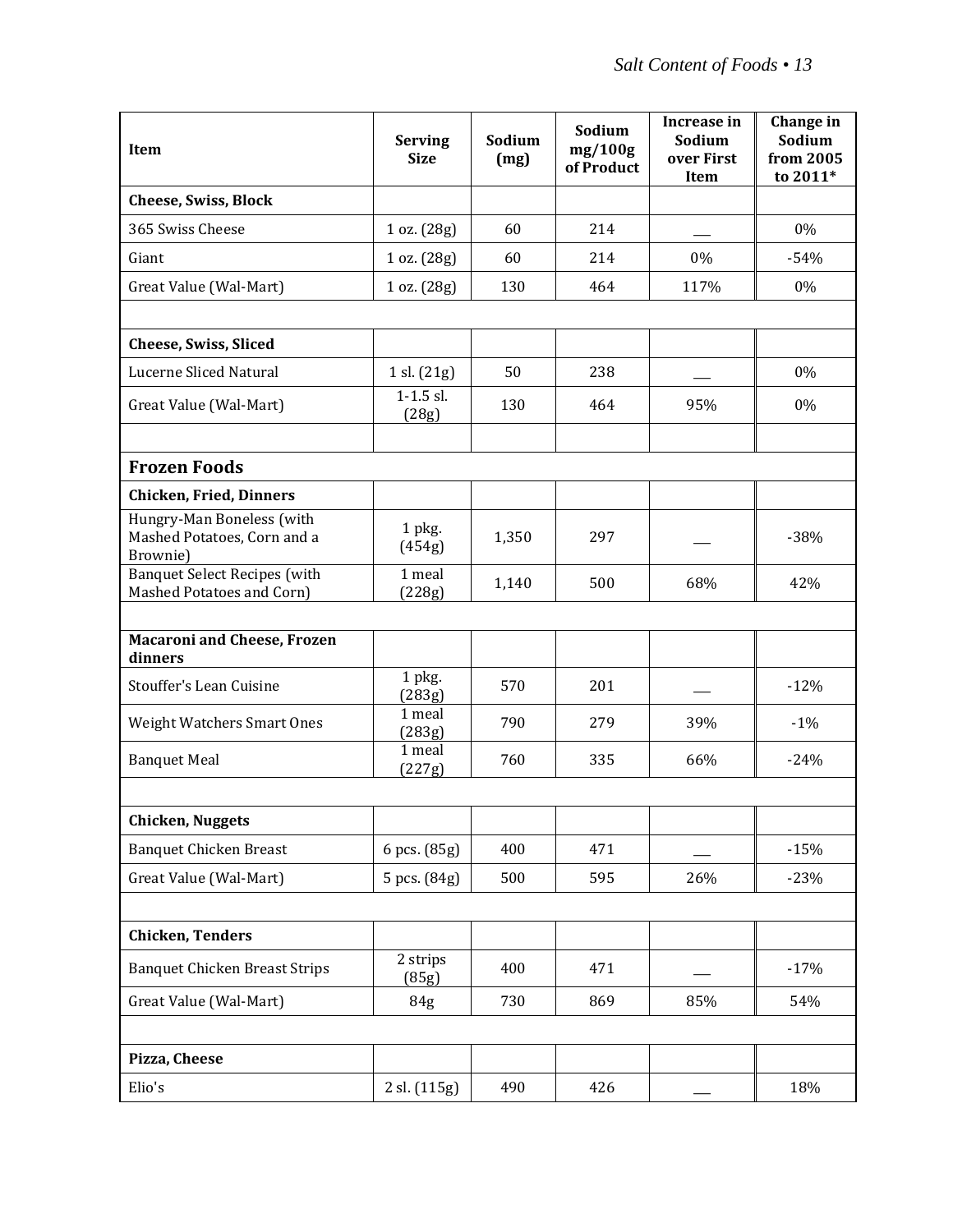| Item | Serving Size | Sodium (mg) | Sodium mg/100g of Product | Increase in Sodium over First Item | Change in Sodium from 2005 to 2011* |
|---|---|---|---|---|---|
| **Cheese, Swiss, Block** | | | | | |
| 365 Swiss Cheese | 1 oz. (28g) | 60 | 214 | __ | 0% |
| Giant | 1 oz. (28g) | 60 | 214 | 0% | -54% |
| Great Value (Wal-Mart) | 1 oz. (28g) | 130 | 464 | 117% | 0% |
| | | | | | |
| **Cheese, Swiss, Sliced** | | | | | |
| Lucerne Sliced Natural | 1 sl. (21g) | 50 | 238 | __ | 0% |
| Great Value (Wal-Mart) | 1-1.5 sl. (28g) | 130 | 464 | 95% | 0% |
| | | | | | |
| **Frozen Foods** | | | | | |
| **Chicken, Fried, Dinners** | | | | | |
| Hungry-Man Boneless (with Mashed Potatoes, Corn and a Brownie) | 1 pkg. (454g) | 1,350 | 297 | __ | -38% |
| Banquet Select Recipes (with Mashed Potatoes and Corn) | 1 meal (228g) | 1,140 | 500 | 68% | 42% |
| | | | | | |
| **Macaroni and Cheese, Frozen dinners** | | | | | |
| Stouffer's Lean Cuisine | 1 pkg. (283g) | 570 | 201 | __ | -12% |
| Weight Watchers Smart Ones | 1 meal (283g) | 790 | 279 | 39% | -1% |
| Banquet Meal | 1 meal (227g) | 760 | 335 | 66% | -24% |
| | | | | | |
| **Chicken, Nuggets** | | | | | |
| Banquet Chicken Breast | 6 pcs. (85g) | 400 | 471 | __ | -15% |
| Great Value (Wal-Mart) | 5 pcs. (84g) | 500 | 595 | 26% | -23% |
| | | | | | |
| **Chicken, Tenders** | | | | | |
| Banquet Chicken Breast Strips | 2 strips (85g) | 400 | 471 | __ | -17% |
| Great Value (Wal-Mart) | 84g | 730 | 869 | 85% | 54% |
| | | | | | |
| **Pizza, Cheese** | | | | | |
| Elio's | 2 sl. (115g) | 490 | 426 | __ | 18% |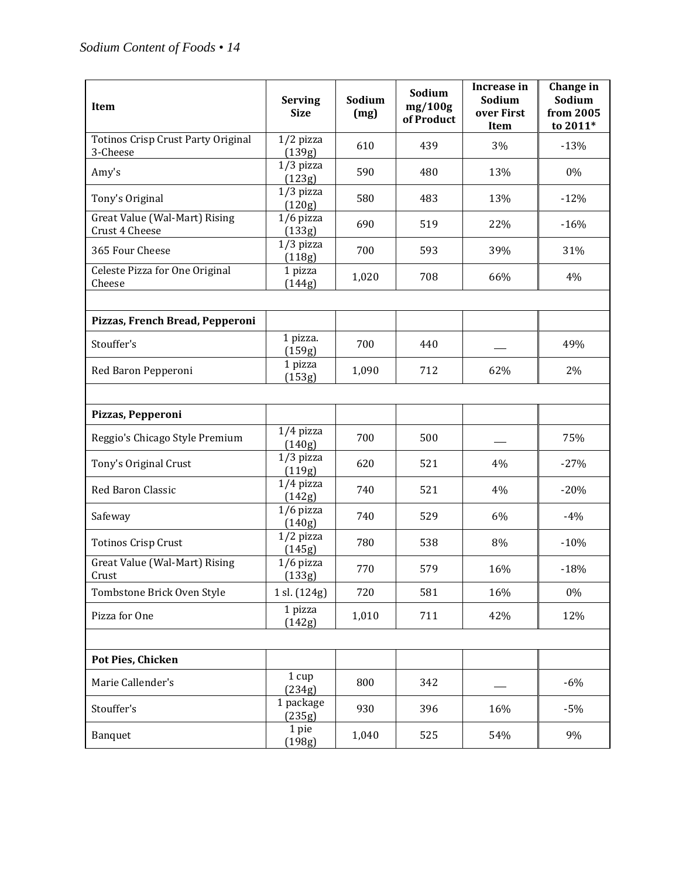| Item | Serving Size | Sodium (mg) | Sodium mg/100g of Product | Increase in Sodium over First Item | Change in Sodium from 2005 to 2011* |
|---|---|---|---|---|---|
| Totinos Crisp Crust Party Original 3-Cheese | 1/2 pizza (139g) | 610 | 439 | 3% | -13% |
| Amy's | 1/3 pizza (123g) | 590 | 480 | 13% | 0% |
| Tony's Original | 1/3 pizza (120g) | 580 | 483 | 13% | -12% |
| Great Value (Wal-Mart) Rising Crust 4 Cheese | 1/6 pizza (133g) | 690 | 519 | 22% | -16% |
| 365 Four Cheese | 1/3 pizza (118g) | 700 | 593 | 39% | 31% |
| Celeste Pizza for One Original Cheese | 1 pizza (144g) | 1,020 | 708 | 66% | 4% |
| | | | | | |
| **Pizzas, French Bread, Pepperoni** | | | | | |
| Stouffer's | 1 pizza. (159g) | 700 | 440 | ___ | 49% |
| Red Baron Pepperoni | 1 pizza (153g) | 1,090 | 712 | 62% | 2% |
| | | | | | |
| **Pizzas, Pepperoni** | | | | | |
| Reggio's Chicago Style Premium | 1/4 pizza (140g) | 700 | 500 | ___ | 75% |
| Tony's Original Crust | 1/3 pizza (119g) | 620 | 521 | 4% | -27% |
| Red Baron Classic | 1/4 pizza (142g) | 740 | 521 | 4% | -20% |
| Safeway | 1/6 pizza (140g) | 740 | 529 | 6% | -4% |
| Totinos Crisp Crust | 1/2 pizza (145g) | 780 | 538 | 8% | -10% |
| Great Value (Wal-Mart) Rising Crust | 1/6 pizza (133g) | 770 | 579 | 16% | -18% |
| Tombstone Brick Oven Style | 1 sl. (124g) | 720 | 581 | 16% | 0% |
| Pizza for One | 1 pizza (142g) | 1,010 | 711 | 42% | 12% |
| | | | | | |
| **Pot Pies, Chicken** | | | | | |
| Marie Callender's | 1 cup (234g) | 800 | 342 | ___ | -6% |
| Stouffer's | 1 package (235g) | 930 | 396 | 16% | -5% |
| Banquet | 1 pie (198g) | 1,040 | 525 | 54% | 9% |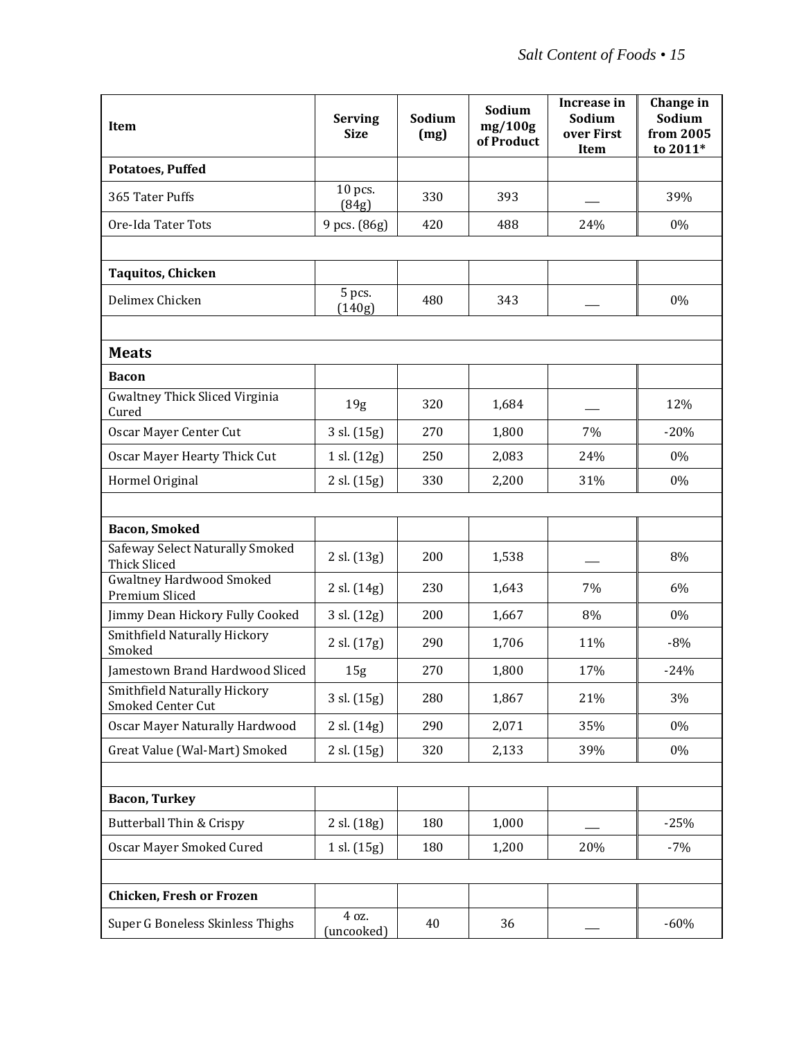| Item | Serving Size | Sodium (mg) | Sodium mg/100g of Product | Increase in Sodium over First Item | Change in Sodium from 2005 to 2011* |
|---|---|---|---|---|---|
| **Potatoes, Puffed** | | | | | |
| 365 Tater Puffs | 10 pcs. (84g) | 330 | 393 | __ | 39% |
| Ore-Ida Tater Tots | 9 pcs. (86g) | 420 | 488 | 24% | 0% |
| | | | | | |
| **Taquitos, Chicken** | | | | | |
| Delimex Chicken | 5 pcs. (140g) | 480 | 343 | __ | 0% |
| | | | | | |
| **Meats** | | | | | |
| **Bacon** | | | | | |
| Gwaltney Thick Sliced Virginia Cured | 19g | 320 | 1,684 | __ | 12% |
| Oscar Mayer Center Cut | 3 sl. (15g) | 270 | 1,800 | 7% | -20% |
| Oscar Mayer Hearty Thick Cut | 1 sl. (12g) | 250 | 2,083 | 24% | 0% |
| Hormel Original | 2 sl. (15g) | 330 | 2,200 | 31% | 0% |
| | | | | | |
| **Bacon, Smoked** | | | | | |
| Safeway Select Naturally Smoked Thick Sliced | 2 sl. (13g) | 200 | 1,538 | __ | 8% |
| Gwaltney Hardwood Smoked Premium Sliced | 2 sl. (14g) | 230 | 1,643 | 7% | 6% |
| Jimmy Dean Hickory Fully Cooked | 3 sl. (12g) | 200 | 1,667 | 8% | 0% |
| Smithfield Naturally Hickory Smoked | 2 sl. (17g) | 290 | 1,706 | 11% | -8% |
| Jamestown Brand Hardwood Sliced | 15g | 270 | 1,800 | 17% | -24% |
| Smithfield Naturally Hickory Smoked Center Cut | 3 sl. (15g) | 280 | 1,867 | 21% | 3% |
| Oscar Mayer Naturally Hardwood | 2 sl. (14g) | 290 | 2,071 | 35% | 0% |
| Great Value (Wal-Mart) Smoked | 2 sl. (15g) | 320 | 2,133 | 39% | 0% |
| | | | | | |
| **Bacon, Turkey** | | | | | |
| Butterball Thin & Crispy | 2 sl. (18g) | 180 | 1,000 | __ | -25% |
| Oscar Mayer Smoked Cured | 1 sl. (15g) | 180 | 1,200 | 20% | -7% |
| | | | | | |
| **Chicken, Fresh or Frozen** | | | | | |
| Super G Boneless Skinless Thighs | 4 oz. (uncooked) | 40 | 36 | __ | -60% |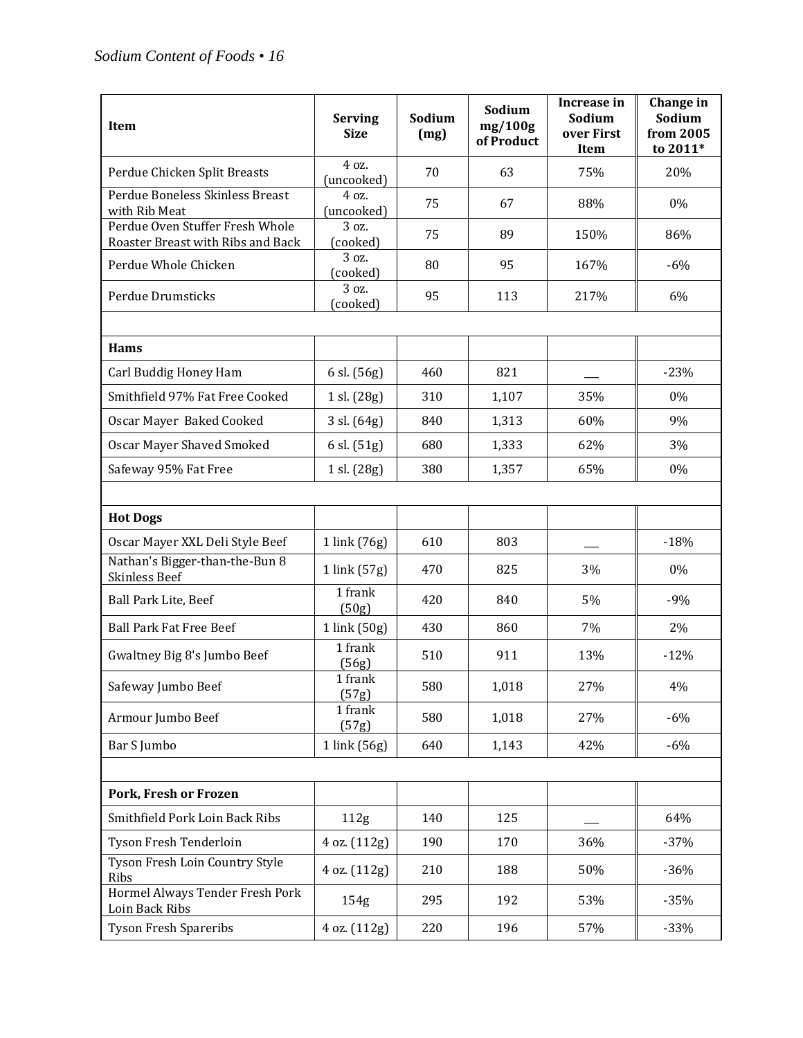| Item | Serving Size | Sodium (mg) | Sodium mg/100g of Product | Increase in Sodium over First Item | Change in Sodium from 2005 to 2011* |
|---|---|---|---|---|---|
| Perdue Chicken Split Breasts | 4 oz. (uncooked) | 70 | 63 | 75% | 20% |
| Perdue Boneless Skinless Breast with Rib Meat | 4 oz. (uncooked) | 75 | 67 | 88% | 0% |
| Perdue Oven Stuffer Fresh Whole Roaster Breast with Ribs and Back | 3 oz. (cooked) | 75 | 89 | 150% | 86% |
| Perdue Whole Chicken | 3 oz. (cooked) | 80 | 95 | 167% | -6% |
| Perdue Drumsticks | 3 oz. (cooked) | 95 | 113 | 217% | 6% |
| | | | | | |
| **Hams** | | | | | |
| Carl Buddig Honey Ham | 6 sl. (56g) | 460 | 821 | ___ | -23% |
| Smithfield 97% Fat Free Cooked | 1 sl. (28g) | 310 | 1,107 | 35% | 0% |
| Oscar Mayer Baked Cooked | 3 sl. (64g) | 840 | 1,313 | 60% | 9% |
| Oscar Mayer Shaved Smoked | 6 sl. (51g) | 680 | 1,333 | 62% | 3% |
| Safeway 95% Fat Free | 1 sl. (28g) | 380 | 1,357 | 65% | 0% |
| | | | | | |
| **Hot Dogs** | | | | | |
| Oscar Mayer XXL Deli Style Beef | 1 link (76g) | 610 | 803 | ___ | -18% |
| Nathan's Bigger-than-the-Bun 8 Skinless Beef | 1 link (57g) | 470 | 825 | 3% | 0% |
| Ball Park Lite, Beef | 1 frank (50g) | 420 | 840 | 5% | -9% |
| Ball Park Fat Free Beef | 1 link (50g) | 430 | 860 | 7% | 2% |
| Gwaltney Big 8's Jumbo Beef | 1 frank (56g) | 510 | 911 | 13% | -12% |
| Safeway Jumbo Beef | 1 frank (57g) | 580 | 1,018 | 27% | 4% |
| Armour Jumbo Beef | 1 frank (57g) | 580 | 1,018 | 27% | -6% |
| Bar S Jumbo | 1 link (56g) | 640 | 1,143 | 42% | -6% |
| | | | | | |
| **Pork, Fresh or Frozen** | | | | | |
| Smithfield Pork Loin Back Ribs | 112g | 140 | 125 | ___ | 64% |
| Tyson Fresh Tenderloin | 4 oz. (112g) | 190 | 170 | 36% | -37% |
| Tyson Fresh Loin Country Style Ribs | 4 oz. (112g) | 210 | 188 | 50% | -36% |
| Hormel Always Tender Fresh Pork Loin Back Ribs | 154g | 295 | 192 | 53% | -35% |
| Tyson Fresh Spareribs | 4 oz. (112g) | 220 | 196 | 57% | -33% |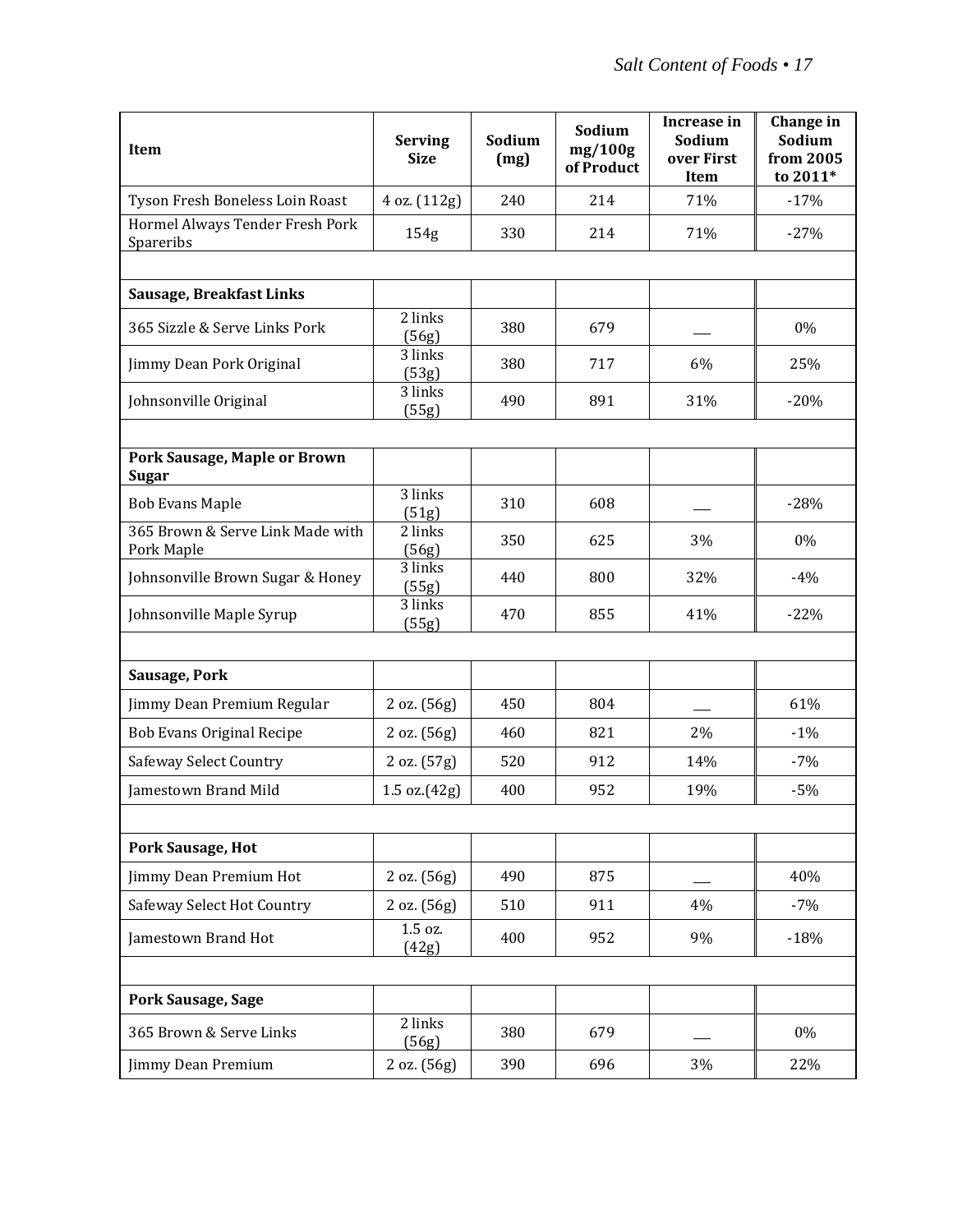| Item | Serving Size | Sodium (mg) | Sodium mg/100g of Product | Increase in Sodium over First Item | Change in Sodium from 2005 to 2011* |
|---|---|---|---|---|---|
| Tyson Fresh Boneless Loin Roast | 4 oz. (112g) | 240 | 214 | 71% | -17% |
| Hormel Always Tender Fresh Pork Spareribs | 154g | 330 | 214 | 71% | -27% |
| | | | | | |
| **Sausage, Breakfast Links** | | | | | |
| 365 Sizzle & Serve Links Pork | 2 links (56g) | 380 | 679 | ___ | 0% |
| Jimmy Dean Pork Original | 3 links (53g) | 380 | 717 | 6% | 25% |
| Johnsonville Original | 3 links (55g) | 490 | 891 | 31% | -20% |
| | | | | | |
| **Pork Sausage, Maple or Brown Sugar** | | | | | |
| Bob Evans Maple | 3 links (51g) | 310 | 608 | ___ | -28% |
| 365 Brown & Serve Link Made with Pork Maple | 2 links (56g) | 350 | 625 | 3% | 0% |
| Johnsonville Brown Sugar & Honey | 3 links (55g) | 440 | 800 | 32% | -4% |
| Johnsonville Maple Syrup | 3 links (55g) | 470 | 855 | 41% | -22% |
| | | | | | |
| **Sausage, Pork** | | | | | |
| Jimmy Dean Premium Regular | 2 oz. (56g) | 450 | 804 | ___ | 61% |
| Bob Evans Original Recipe | 2 oz. (56g) | 460 | 821 | 2% | -1% |
| Safeway Select Country | 2 oz. (57g) | 520 | 912 | 14% | -7% |
| Jamestown Brand Mild | 1.5 oz.(42g) | 400 | 952 | 19% | -5% |
| | | | | | |
| **Pork Sausage, Hot** | | | | | |
| Jimmy Dean Premium Hot | 2 oz. (56g) | 490 | 875 | ___ | 40% |
| Safeway Select Hot Country | 2 oz. (56g) | 510 | 911 | 4% | -7% |
| Jamestown Brand Hot | 1.5 oz. (42g) | 400 | 952 | 9% | -18% |
| | | | | | |
| **Pork Sausage, Sage** | | | | | |
| 365 Brown & Serve Links | 2 links (56g) | 380 | 679 | ___ | 0% |
| Jimmy Dean Premium | 2 oz. (56g) | 390 | 696 | 3% | 22% |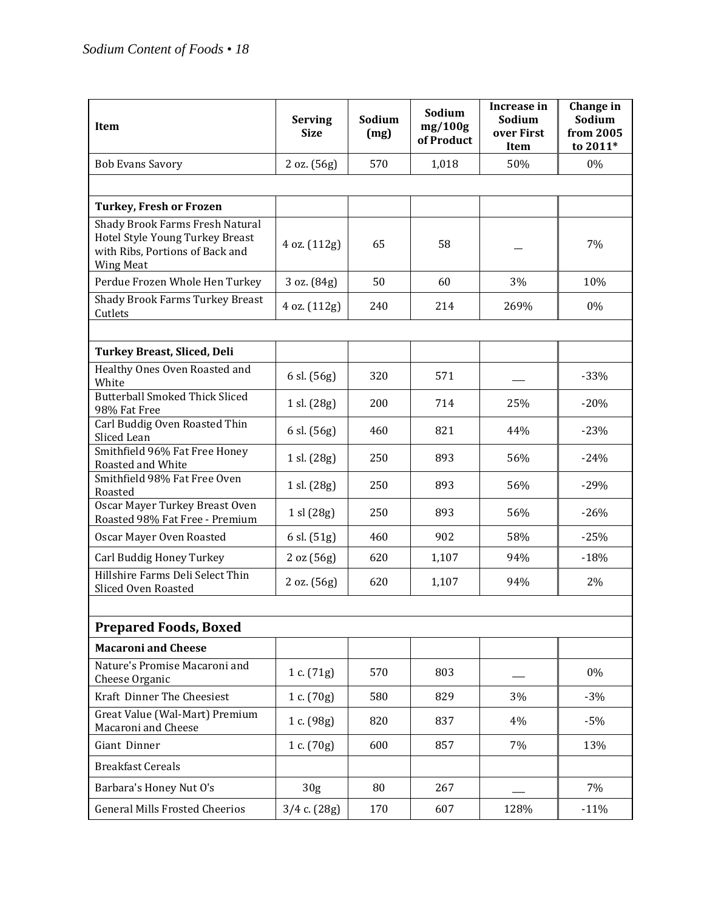| Item | Serving Size | Sodium (mg) | Sodium mg/100g of Product | Increase in Sodium over First Item | Change in Sodium from 2005 to 2011* |
|---|---|---|---|---|---|
| Bob Evans Savory | 2 oz. (56g) | 570 | 1,018 | 50% | 0% |
| | | | | | |
| **Turkey, Fresh or Frozen** | | | | | |
| Shady Brook Farms Fresh Natural Hotel Style Young Turkey Breast with Ribs, Portions of Back and Wing Meat | 4 oz. (112g) | 65 | 58 | __ | 7% |
| Perdue Frozen Whole Hen Turkey | 3 oz. (84g) | 50 | 60 | 3% | 10% |
| Shady Brook Farms Turkey Breast Cutlets | 4 oz. (112g) | 240 | 214 | 269% | 0% |
| | | | | | |
| **Turkey Breast, Sliced, Deli** | | | | | |
| Healthy Ones Oven Roasted and White | 6 sl. (56g) | 320 | 571 | ___ | -33% |
| Butterball Smoked Thick Sliced 98% Fat Free | 1 sl. (28g) | 200 | 714 | 25% | -20% |
| Carl Buddig Oven Roasted Thin Sliced Lean | 6 sl. (56g) | 460 | 821 | 44% | -23% |
| Smithfield 96% Fat Free Honey Roasted and White | 1 sl. (28g) | 250 | 893 | 56% | -24% |
| Smithfield 98% Fat Free Oven Roasted | 1 sl. (28g) | 250 | 893 | 56% | -29% |
| Oscar Mayer Turkey Breast Oven Roasted 98% Fat Free - Premium | 1 sl (28g) | 250 | 893 | 56% | -26% |
| Oscar Mayer Oven Roasted | 6 sl. (51g) | 460 | 902 | 58% | -25% |
| Carl Buddig Honey Turkey | 2 oz (56g) | 620 | 1,107 | 94% | -18% |
| Hillshire Farms Deli Select Thin Sliced Oven Roasted | 2 oz. (56g) | 620 | 1,107 | 94% | 2% |
| | | | | | |
| **Prepared Foods, Boxed** | | | | | |
| **Macaroni and Cheese** | | | | | |
| Nature's Promise Macaroni and Cheese Organic | 1 c. (71g) | 570 | 803 | ___ | 0% |
| Kraft Dinner The Cheesiest | 1 c. (70g) | 580 | 829 | 3% | -3% |
| Great Value (Wal-Mart) Premium Macaroni and Cheese | 1 c. (98g) | 820 | 837 | 4% | -5% |
| Giant Dinner | 1 c. (70g) | 600 | 857 | 7% | 13% |
| Breakfast Cereals | | | | | |
| Barbara's Honey Nut O's | 30g | 80 | 267 | ___ | 7% |
| General Mills Frosted Cheerios | 3/4 c. (28g) | 170 | 607 | 128% | -11% |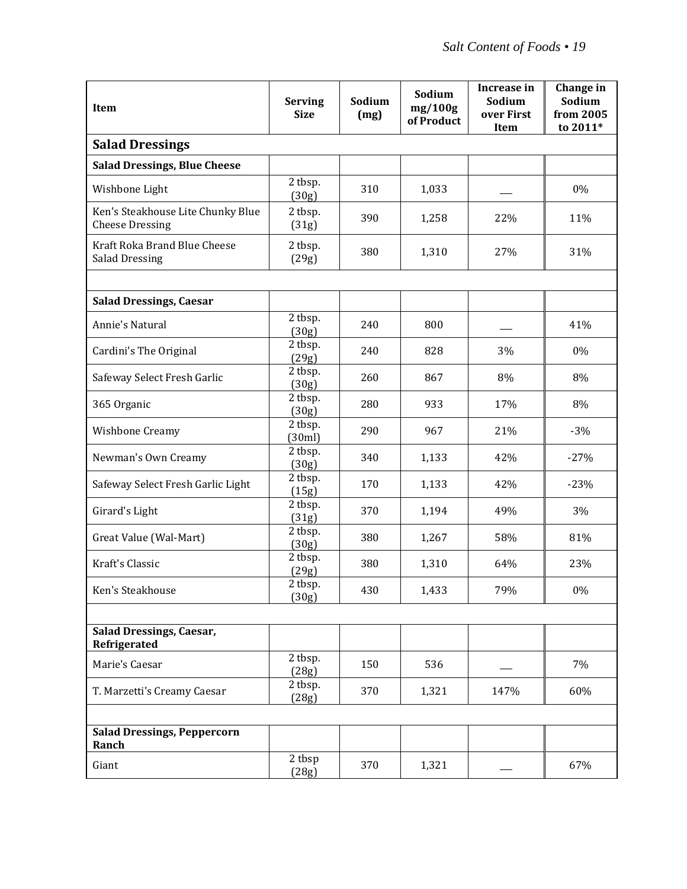| Item | Serving Size | Sodium (mg) | Sodium mg/100g of Product | Increase in Sodium over First Item | Change in Sodium from 2005 to 2011* |
|---|---|---|---|---|---|
| **Salad Dressings** | | | | | |
| **Salad Dressings, Blue Cheese** | | | | | |
| Wishbone Light | 2 tbsp. (30g) | 310 | 1,033 | ___ | 0% |
| Ken's Steakhouse Lite Chunky Blue Cheese Dressing | 2 tbsp. (31g) | 390 | 1,258 | 22% | 11% |
| Kraft Roka Brand Blue Cheese Salad Dressing | 2 tbsp. (29g) | 380 | 1,310 | 27% | 31% |
| | | | | | |
| **Salad Dressings, Caesar** | | | | | |
| Annie's Natural | 2 tbsp. (30g) | 240 | 800 | ___ | 41% |
| Cardini's The Original | 2 tbsp. (29g) | 240 | 828 | 3% | 0% |
| Safeway Select Fresh Garlic | 2 tbsp. (30g) | 260 | 867 | 8% | 8% |
| 365 Organic | 2 tbsp. (30g) | 280 | 933 | 17% | 8% |
| Wishbone Creamy | 2 tbsp. (30ml) | 290 | 967 | 21% | -3% |
| Newman's Own Creamy | 2 tbsp. (30g) | 340 | 1,133 | 42% | -27% |
| Safeway Select Fresh Garlic Light | 2 tbsp. (15g) | 170 | 1,133 | 42% | -23% |
| Girard's Light | 2 tbsp. (31g) | 370 | 1,194 | 49% | 3% |
| Great Value (Wal-Mart) | 2 tbsp. (30g) | 380 | 1,267 | 58% | 81% |
| Kraft's Classic | 2 tbsp. (29g) | 380 | 1,310 | 64% | 23% |
| Ken's Steakhouse | 2 tbsp. (30g) | 430 | 1,433 | 79% | 0% |
| | | | | | |
| **Salad Dressings, Caesar, Refrigerated** | | | | | |
| Marie's Caesar | 2 tbsp. (28g) | 150 | 536 | ___ | 7% |
| T. Marzetti's Creamy Caesar | 2 tbsp. (28g) | 370 | 1,321 | 147% | 60% |
| | | | | | |
| **Salad Dressings, Peppercorn Ranch** | | | | | |
| Giant | 2 tbsp (28g) | 370 | 1,321 | ___ | 67% |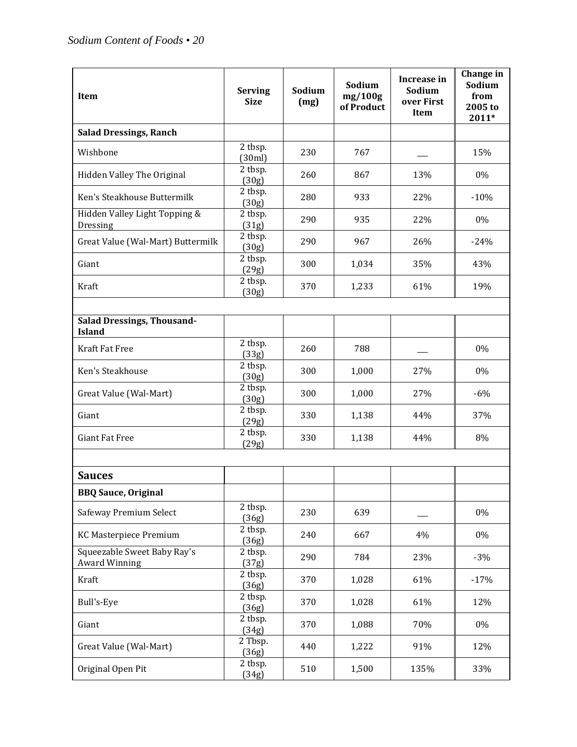| Item | Serving Size | Sodium (mg) | Sodium mg/100g of Product | Increase in Sodium over First Item | Change in Sodium from 2005 to 2011* |
|---|---|---|---|---|---|
| **Salad Dressings, Ranch** | | | | | |
| Wishbone | 2 tbsp. (30ml) | 230 | 767 | ___ | 15% |
| Hidden Valley The Original | 2 tbsp. (30g) | 260 | 867 | 13% | 0% |
| Ken's Steakhouse Buttermilk | 2 tbsp. (30g) | 280 | 933 | 22% | -10% |
| Hidden Valley Light Topping & Dressing | 2 tbsp. (31g) | 290 | 935 | 22% | 0% |
| Great Value (Wal-Mart) Buttermilk | 2 tbsp. (30g) | 290 | 967 | 26% | -24% |
| Giant | 2 tbsp. (29g) | 300 | 1,034 | 35% | 43% |
| Kraft | 2 tbsp. (30g) | 370 | 1,233 | 61% | 19% |
| | | | | | |
| **Salad Dressings, Thousand-Island** | | | | | |
| Kraft Fat Free | 2 tbsp. (33g) | 260 | 788 | ___ | 0% |
| Ken's Steakhouse | 2 tbsp. (30g) | 300 | 1,000 | 27% | 0% |
| Great Value (Wal-Mart) | 2 tbsp. (30g) | 300 | 1,000 | 27% | -6% |
| Giant | 2 tbsp. (29g) | 330 | 1,138 | 44% | 37% |
| Giant Fat Free | 2 tbsp. (29g) | 330 | 1,138 | 44% | 8% |
| | | | | | |
| **Sauces** | | | | | |
| **BBQ Sauce, Original** | | | | | |
| Safeway Premium Select | 2 tbsp. (36g) | 230 | 639 | ___ | 0% |
| KC Masterpiece Premium | 2 tbsp. (36g) | 240 | 667 | 4% | 0% |
| Squeezable Sweet Baby Ray's Award Winning | 2 tbsp. (37g) | 290 | 784 | 23% | -3% |
| Kraft | 2 tbsp. (36g) | 370 | 1,028 | 61% | -17% |
| Bull's-Eye | 2 tbsp. (36g) | 370 | 1,028 | 61% | 12% |
| Giant | 2 tbsp. (34g) | 370 | 1,088 | 70% | 0% |
| Great Value (Wal-Mart) | 2 Tbsp. (36g) | 440 | 1,222 | 91% | 12% |
| Original Open Pit | 2 tbsp. (34g) | 510 | 1,500 | 135% | 33% |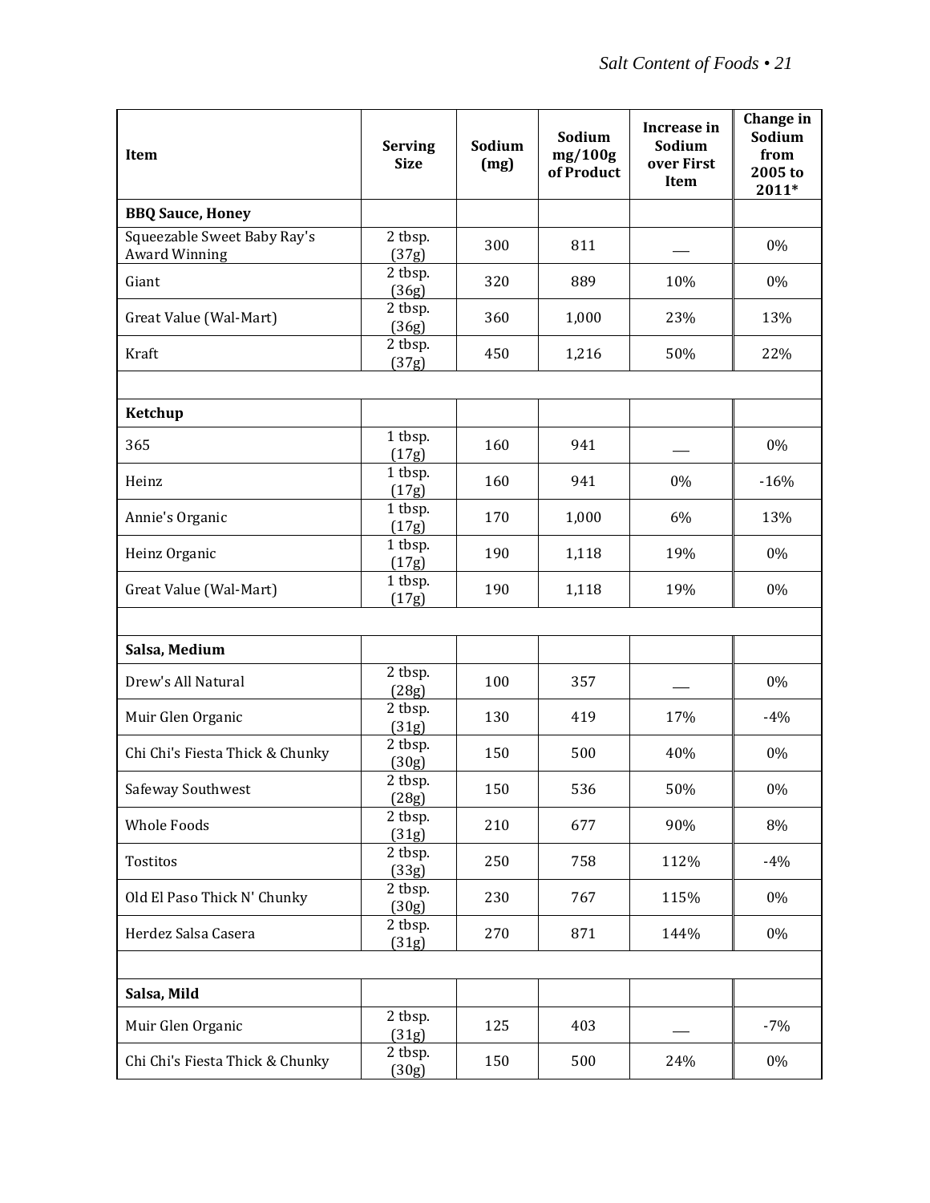| Item | Serving Size | Sodium (mg) | Sodium mg/100g of Product | Increase in Sodium over First Item | Change in Sodium from 2005 to 2011* |
|---|---|---|---|---|---|
| **BBQ Sauce, Honey** | | | | | |
| Squeezable Sweet Baby Ray's Award Winning | 2 tbsp. (37g) | 300 | 811 | ___ | 0% |
| Giant | 2 tbsp. (36g) | 320 | 889 | 10% | 0% |
| Great Value (Wal-Mart) | 2 tbsp. (36g) | 360 | 1,000 | 23% | 13% |
| Kraft | 2 tbsp. (37g) | 450 | 1,216 | 50% | 22% |
| | | | | | |
| **Ketchup** | | | | | |
| 365 | 1 tbsp. (17g) | 160 | 941 | ___ | 0% |
| Heinz | 1 tbsp. (17g) | 160 | 941 | 0% | -16% |
| Annie's Organic | 1 tbsp. (17g) | 170 | 1,000 | 6% | 13% |
| Heinz Organic | 1 tbsp. (17g) | 190 | 1,118 | 19% | 0% |
| Great Value (Wal-Mart) | 1 tbsp. (17g) | 190 | 1,118 | 19% | 0% |
| | | | | | |
| **Salsa, Medium** | | | | | |
| Drew's All Natural | 2 tbsp. (28g) | 100 | 357 | ___ | 0% |
| Muir Glen Organic | 2 tbsp. (31g) | 130 | 419 | 17% | -4% |
| Chi Chi's Fiesta Thick & Chunky | 2 tbsp. (30g) | 150 | 500 | 40% | 0% |
| Safeway Southwest | 2 tbsp. (28g) | 150 | 536 | 50% | 0% |
| Whole Foods | 2 tbsp. (31g) | 210 | 677 | 90% | 8% |
| Tostitos | 2 tbsp. (33g) | 250 | 758 | 112% | -4% |
| Old El Paso Thick N' Chunky | 2 tbsp. (30g) | 230 | 767 | 115% | 0% |
| Herdez Salsa Casera | 2 tbsp. (31g) | 270 | 871 | 144% | 0% |
| | | | | | |
| **Salsa, Mild** | | | | | |
| Muir Glen Organic | 2 tbsp. (31g) | 125 | 403 | ___ | -7% |
| Chi Chi's Fiesta Thick & Chunky | 2 tbsp. (30g) | 150 | 500 | 24% | 0% |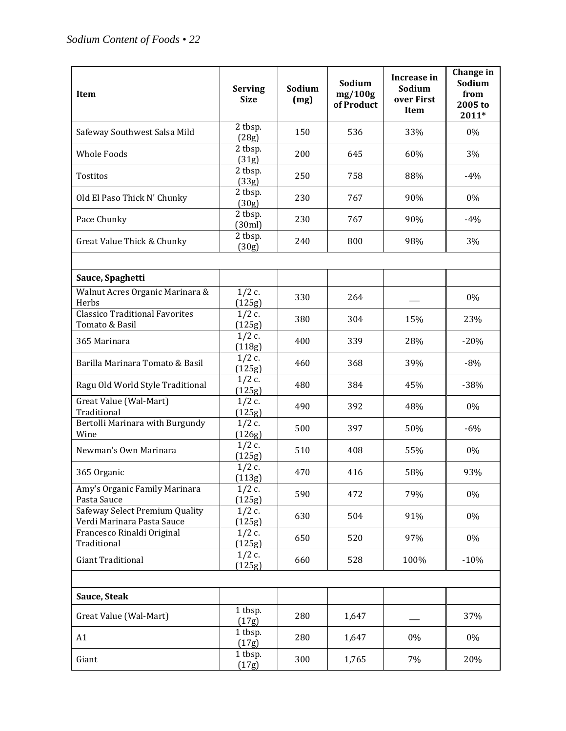| Item | Serving Size | Sodium (mg) | Sodium mg/100g of Product | Increase in Sodium over First Item | Change in Sodium from 2005 to 2011* |
|---|---|---|---|---|---|
| Safeway Southwest Salsa Mild | 2 tbsp. (28g) | 150 | 536 | 33% | 0% |
| Whole Foods | 2 tbsp. (31g) | 200 | 645 | 60% | 3% |
| Tostitos | 2 tbsp. (33g) | 250 | 758 | 88% | -4% |
| Old El Paso Thick N' Chunky | 2 tbsp. (30g) | 230 | 767 | 90% | 0% |
| Pace Chunky | 2 tbsp. (30ml) | 230 | 767 | 90% | -4% |
| Great Value Thick & Chunky | 2 tbsp. (30g) | 240 | 800 | 98% | 3% |
| | | | | | |
| **Sauce, Spaghetti** | | | | | |
| Walnut Acres Organic Marinara & Herbs | 1/2 c. (125g) | 330 | 264 | ___ | 0% |
| Classico Traditional Favorites Tomato & Basil | 1/2 c. (125g) | 380 | 304 | 15% | 23% |
| 365 Marinara | 1/2 c. (118g) | 400 | 339 | 28% | -20% |
| Barilla Marinara Tomato & Basil | 1/2 c. (125g) | 460 | 368 | 39% | -8% |
| Ragu Old World Style Traditional | 1/2 c. (125g) | 480 | 384 | 45% | -38% |
| Great Value (Wal-Mart) Traditional | 1/2 c. (125g) | 490 | 392 | 48% | 0% |
| Bertolli Marinara with Burgundy Wine | 1/2 c. (126g) | 500 | 397 | 50% | -6% |
| Newman's Own Marinara | 1/2 c. (125g) | 510 | 408 | 55% | 0% |
| 365 Organic | 1/2 c. (113g) | 470 | 416 | 58% | 93% |
| Amy's Organic Family Marinara Pasta Sauce | 1/2 c. (125g) | 590 | 472 | 79% | 0% |
| Safeway Select Premium Quality Verdi Marinara Pasta Sauce | 1/2 c. (125g) | 630 | 504 | 91% | 0% |
| Francesco Rinaldi Original Traditional | 1/2 c. (125g) | 650 | 520 | 97% | 0% |
| Giant Traditional | 1/2 c. (125g) | 660 | 528 | 100% | -10% |
| | | | | | |
| **Sauce, Steak** | | | | | |
| Great Value (Wal-Mart) | 1 tbsp. (17g) | 280 | 1,647 | ___ | 37% |
| A1 | 1 tbsp. (17g) | 280 | 1,647 | 0% | 0% |
| Giant | 1 tbsp. (17g) | 300 | 1,765 | 7% | 20% |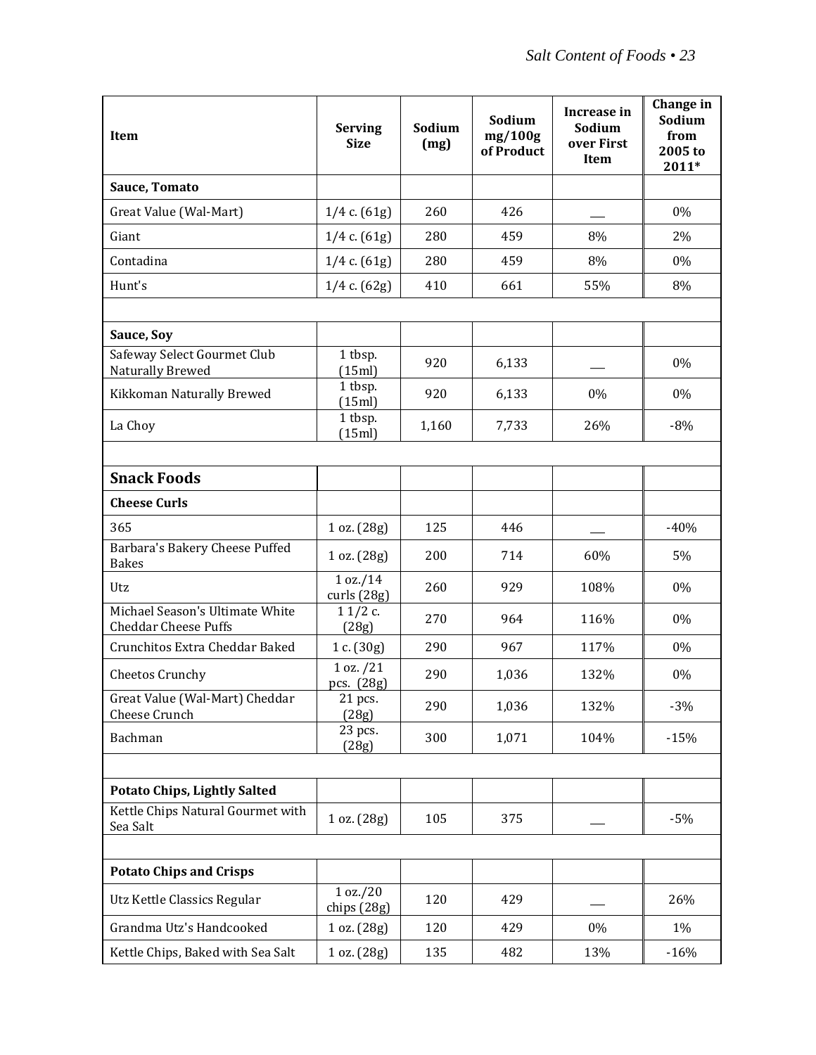| Item | Serving Size | Sodium (mg) | Sodium mg/100g of Product | Increase in Sodium over First Item | Change in Sodium from 2005 to 2011* |
|---|---|---|---|---|---|
| **Sauce, Tomato** | | | | | |
| Great Value (Wal-Mart) | 1/4 c. (61g) | 260 | 426 | ___ | 0% |
| Giant | 1/4 c. (61g) | 280 | 459 | 8% | 2% |
| Contadina | 1/4 c. (61g) | 280 | 459 | 8% | 0% |
| Hunt's | 1/4 c. (62g) | 410 | 661 | 55% | 8% |
| | | | | | |
| **Sauce, Soy** | | | | | |
| Safeway Select Gourmet Club Naturally Brewed | 1 tbsp. (15ml) | 920 | 6,133 | ___ | 0% |
| Kikkoman Naturally Brewed | 1 tbsp. (15ml) | 920 | 6,133 | 0% | 0% |
| La Choy | 1 tbsp. (15ml) | 1,160 | 7,733 | 26% | -8% |
| | | | | | |
| **Snack Foods** | | | | | |
| **Cheese Curls** | | | | | |
| 365 | 1 oz. (28g) | 125 | 446 | ___ | -40% |
| Barbara's Bakery Cheese Puffed Bakes | 1 oz. (28g) | 200 | 714 | 60% | 5% |
| Utz | 1 oz./14 curls (28g) | 260 | 929 | 108% | 0% |
| Michael Season's Ultimate White Cheddar Cheese Puffs | 1 1/2 c. (28g) | 270 | 964 | 116% | 0% |
| Crunchitos Extra Cheddar Baked | 1 c. (30g) | 290 | 967 | 117% | 0% |
| Cheetos Crunchy | 1 oz. /21 pcs. (28g) | 290 | 1,036 | 132% | 0% |
| Great Value (Wal-Mart) Cheddar Cheese Crunch | 21 pcs. (28g) | 290 | 1,036 | 132% | -3% |
| Bachman | 23 pcs. (28g) | 300 | 1,071 | 104% | -15% |
| | | | | | |
| **Potato Chips, Lightly Salted** | | | | | |
| Kettle Chips Natural Gourmet with Sea Salt | 1 oz. (28g) | 105 | 375 | ___ | -5% |
| | | | | | |
| **Potato Chips and Crisps** | | | | | |
| Utz Kettle Classics Regular | 1 oz./20 chips (28g) | 120 | 429 | ___ | 26% |
| Grandma Utz's Handcooked | 1 oz. (28g) | 120 | 429 | 0% | 1% |
| Kettle Chips, Baked with Sea Salt | 1 oz. (28g) | 135 | 482 | 13% | -16% |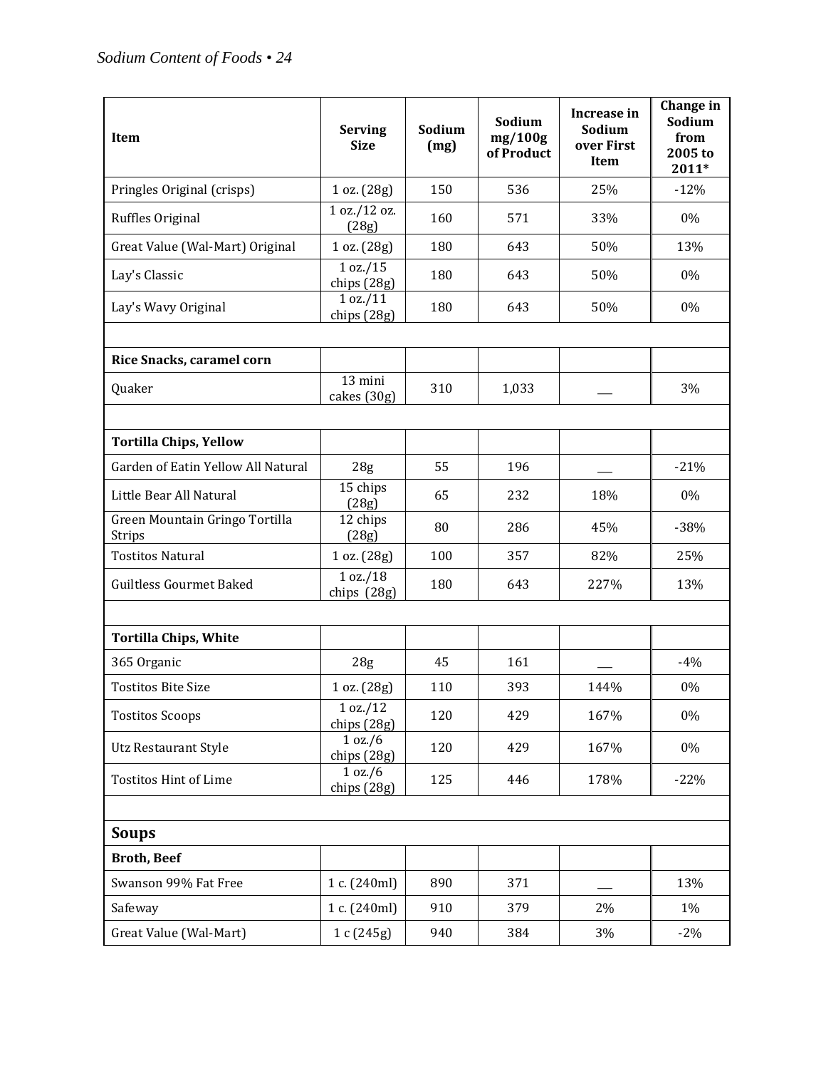| Item | Serving Size | Sodium (mg) | Sodium mg/100g of Product | Increase in Sodium over First Item | Change in Sodium from 2005 to 2011* |
|---|---|---|---|---|---|
| Pringles Original (crisps) | 1 oz. (28g) | 150 | 536 | 25% | -12% |
| Ruffles Original | 1 oz./12 oz. (28g) | 160 | 571 | 33% | 0% |
| Great Value (Wal-Mart) Original | 1 oz. (28g) | 180 | 643 | 50% | 13% |
| Lay's Classic | 1 oz./15 chips (28g) | 180 | 643 | 50% | 0% |
| Lay's Wavy Original | 1 oz./11 chips (28g) | 180 | 643 | 50% | 0% |
| | | | | | |
| **Rice Snacks, caramel corn** | | | | | |
| Quaker | 13 mini cakes (30g) | 310 | 1,033 | ___ | 3% |
| | | | | | |
| **Tortilla Chips, Yellow** | | | | | |
| Garden of Eatin Yellow All Natural | 28g | 55 | 196 | ___ | -21% |
| Little Bear All Natural | 15 chips (28g) | 65 | 232 | 18% | 0% |
| Green Mountain Gringo Tortilla Strips | 12 chips (28g) | 80 | 286 | 45% | -38% |
| Tostitos Natural | 1 oz. (28g) | 100 | 357 | 82% | 25% |
| Guiltless Gourmet Baked | 1 oz./18 chips (28g) | 180 | 643 | 227% | 13% |
| | | | | | |
| **Tortilla Chips, White** | | | | | |
| 365 Organic | 28g | 45 | 161 | ___ | -4% |
| Tostitos Bite Size | 1 oz. (28g) | 110 | 393 | 144% | 0% |
| Tostitos Scoops | 1 oz./12 chips (28g) | 120 | 429 | 167% | 0% |
| Utz Restaurant Style | 1 oz./6 chips (28g) | 120 | 429 | 167% | 0% |
| Tostitos Hint of Lime | 1 oz./6 chips (28g) | 125 | 446 | 178% | -22% |
| | | | | | |
| **Soups** | | | | | |
| **Broth, Beef** | | | | | |
| Swanson 99% Fat Free | 1 c. (240ml) | 890 | 371 | ___ | 13% |
| Safeway | 1 c. (240ml) | 910 | 379 | 2% | 1% |
| Great Value (Wal-Mart) | 1 c (245g) | 940 | 384 | 3% | -2% |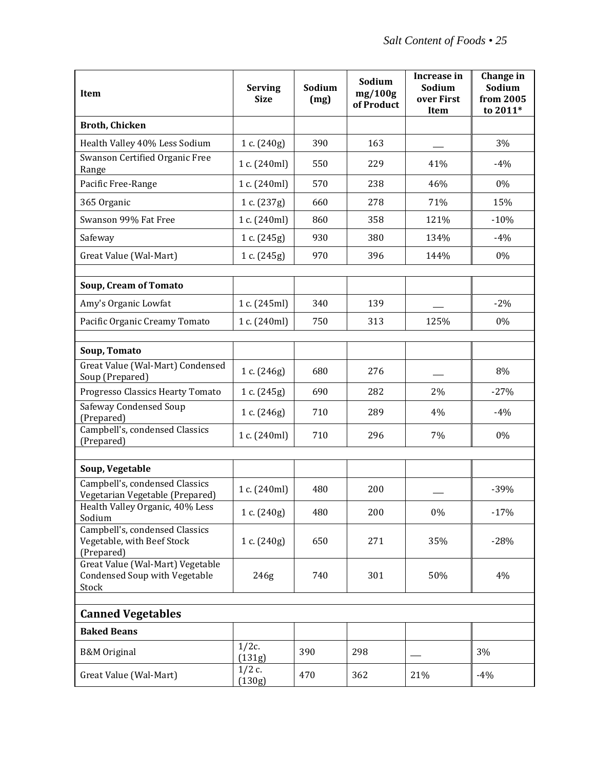| Item | Serving Size | Sodium (mg) | Sodium mg/100g of Product | Increase in Sodium over First Item | Change in Sodium from 2005 to 2011* |
|---|---|---|---|---|---|
| **Broth, Chicken** | | | | | |
| Health Valley 40% Less Sodium | 1 c. (240g) | 390 | 163 | ___ | 3% |
| Swanson Certified Organic Free Range | 1 c. (240ml) | 550 | 229 | 41% | -4% |
| Pacific Free-Range | 1 c. (240ml) | 570 | 238 | 46% | 0% |
| 365 Organic | 1 c. (237g) | 660 | 278 | 71% | 15% |
| Swanson 99% Fat Free | 1 c. (240ml) | 860 | 358 | 121% | -10% |
| Safeway | 1 c. (245g) | 930 | 380 | 134% | -4% |
| Great Value (Wal-Mart) | 1 c. (245g) | 970 | 396 | 144% | 0% |
| | | | | | |
| **Soup, Cream of Tomato** | | | | | |
| Amy's Organic Lowfat | 1 c. (245ml) | 340 | 139 | ___ | -2% |
| Pacific Organic Creamy Tomato | 1 c. (240ml) | 750 | 313 | 125% | 0% |
| | | | | | |
| **Soup, Tomato** | | | | | |
| Great Value (Wal-Mart) Condensed Soup (Prepared) | 1 c. (246g) | 680 | 276 | ___ | 8% |
| Progresso Classics Hearty Tomato | 1 c. (245g) | 690 | 282 | 2% | -27% |
| Safeway Condensed Soup (Prepared) | 1 c. (246g) | 710 | 289 | 4% | -4% |
| Campbell's, condensed Classics (Prepared) | 1 c. (240ml) | 710 | 296 | 7% | 0% |
| | | | | | |
| **Soup, Vegetable** | | | | | |
| Campbell's, condensed Classics Vegetarian Vegetable (Prepared) | 1 c. (240ml) | 480 | 200 | ___ | -39% |
| Health Valley Organic, 40% Less Sodium | 1 c. (240g) | 480 | 200 | 0% | -17% |
| Campbell's, condensed Classics Vegetable, with Beef Stock (Prepared) | 1 c. (240g) | 650 | 271 | 35% | -28% |
| Great Value (Wal-Mart) Vegetable Condensed Soup with Vegetable Stock | 246g | 740 | 301 | 50% | 4% |
| | | | | | |
| **Canned Vegetables** | | | | | |
| **Baked Beans** | | | | | |
| B&M Original | 1/2c. (131g) | 390 | 298 | ___ | 3% |
| Great Value (Wal-Mart) | 1/2 c. (130g) | 470 | 362 | 21% | -4% |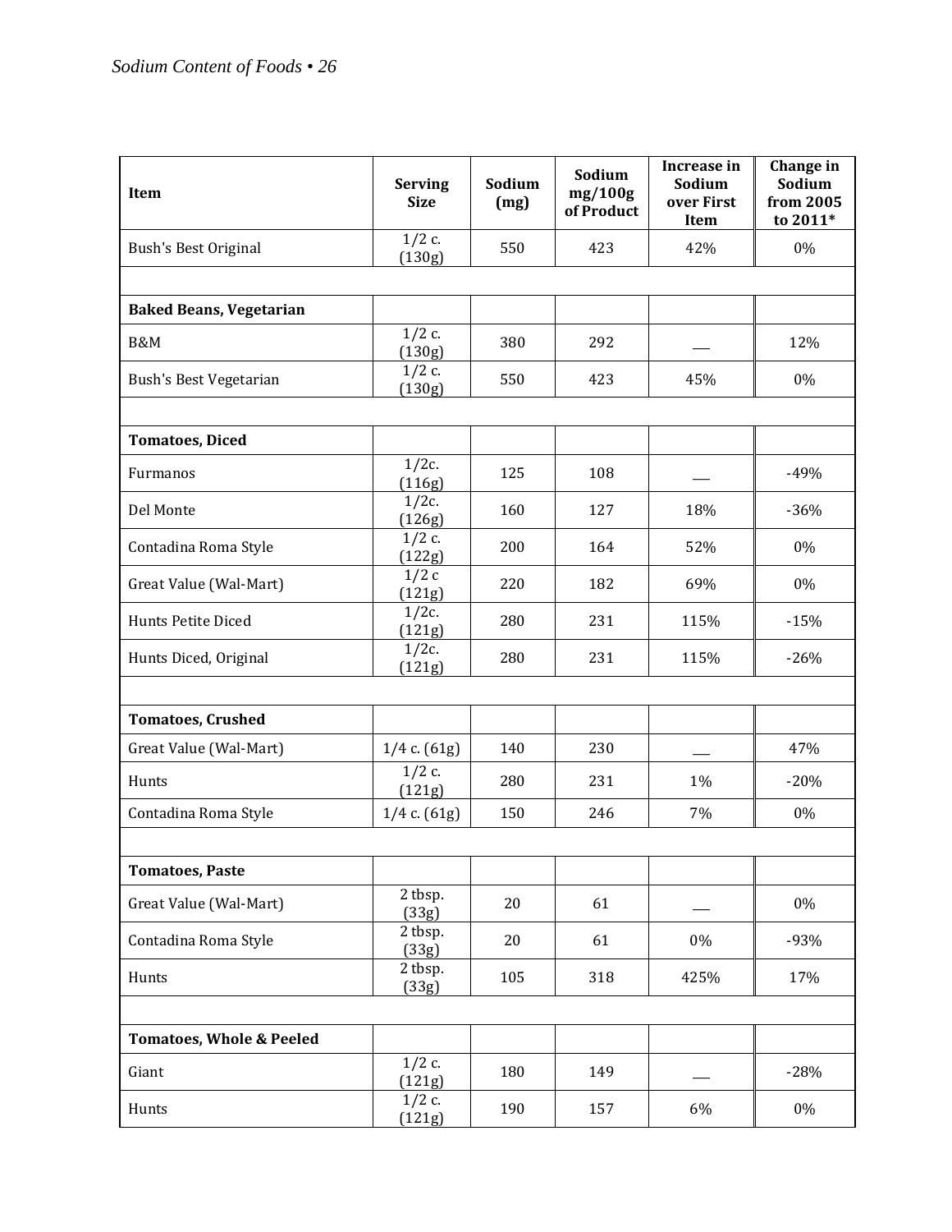| Item | Serving Size | Sodium (mg) | Sodium mg/100g of Product | Increase in Sodium over First Item | Change in Sodium from 2005 to 2011* |
|---|---|---|---|---|---|
| Bush's Best Original | 1/2 c. (130g) | 550 | 423 | 42% | 0% |
| | | | | | |
| **Baked Beans, Vegetarian** | | | | | |
| B&M | 1/2 c. (130g) | 380 | 292 | ___ | 12% |
| Bush's Best Vegetarian | 1/2 c. (130g) | 550 | 423 | 45% | 0% |
| | | | | | |
| **Tomatoes, Diced** | | | | | |
| Furmanos | 1/2c. (116g) | 125 | 108 | ___ | -49% |
| Del Monte | 1/2c. (126g) | 160 | 127 | 18% | -36% |
| Contadina Roma Style | 1/2 c. (122g) | 200 | 164 | 52% | 0% |
| Great Value (Wal-Mart) | 1/2 c (121g) | 220 | 182 | 69% | 0% |
| Hunts Petite Diced | 1/2c. (121g) | 280 | 231 | 115% | -15% |
| Hunts Diced, Original | 1/2c. (121g) | 280 | 231 | 115% | -26% |
| | | | | | |
| **Tomatoes, Crushed** | | | | | |
| Great Value (Wal-Mart) | 1/4 c. (61g) | 140 | 230 | ___ | 47% |
| Hunts | 1/2 c. (121g) | 280 | 231 | 1% | -20% |
| Contadina Roma Style | 1/4 c. (61g) | 150 | 246 | 7% | 0% |
| | | | | | |
| **Tomatoes, Paste** | | | | | |
| Great Value (Wal-Mart) | 2 tbsp. (33g) | 20 | 61 | ___ | 0% |
| Contadina Roma Style | 2 tbsp. (33g) | 20 | 61 | 0% | -93% |
| Hunts | 2 tbsp. (33g) | 105 | 318 | 425% | 17% |
| | | | | | |
| **Tomatoes, Whole & Peeled** | | | | | |
| Giant | 1/2 c. (121g) | 180 | 149 | ___ | -28% |
| Hunts | 1/2 c. (121g) | 190 | 157 | 6% | 0% |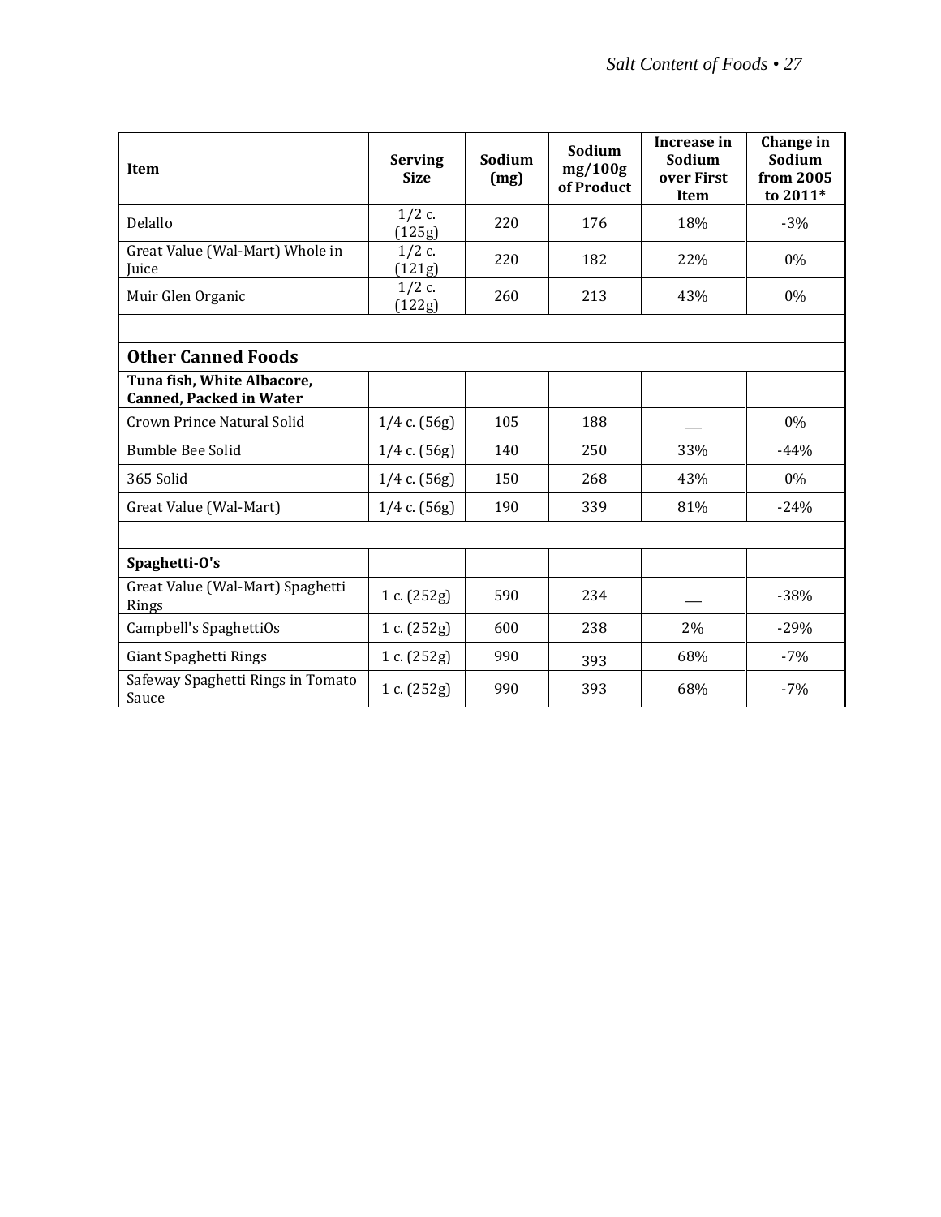| Item | Serving Size | Sodium (mg) | Sodium mg/100g of Product | Increase in Sodium over First Item | Change in Sodium from 2005 to 2011* |
|---|---|---|---|---|---|
| Delallo | 1/2 c. (125g) | 220 | 176 | 18% | -3% |
| Great Value (Wal-Mart) Whole in Juice | 1/2 c. (121g) | 220 | 182 | 22% | 0% |
| Muir Glen Organic | 1/2 c. (122g) | 260 | 213 | 43% | 0% |
| | | | | | |
| **Other Canned Foods** | | | | | |
| **Tuna fish, White Albacore, Canned, Packed in Water** | | | | | |
| Crown Prince Natural Solid | 1/4 c. (56g) | 105 | 188 | ___ | 0% |
| Bumble Bee Solid | 1/4 c. (56g) | 140 | 250 | 33% | -44% |
| 365 Solid | 1/4 c. (56g) | 150 | 268 | 43% | 0% |
| Great Value (Wal-Mart) | 1/4 c. (56g) | 190 | 339 | 81% | -24% |
| | | | | | |
| **Spaghetti-O's** | | | | | |
| Great Value (Wal-Mart) Spaghetti Rings | 1 c. (252g) | 590 | 234 | ___ | -38% |
| Campbell's SpaghettiOs | 1 c. (252g) | 600 | 238 | 2% | -29% |
| Giant Spaghetti Rings | 1 c. (252g) | 990 | 393 | 68% | -7% |
| Safeway Spaghetti Rings in Tomato Sauce | 1 c. (252g) | 990 | 393 | 68% | -7% |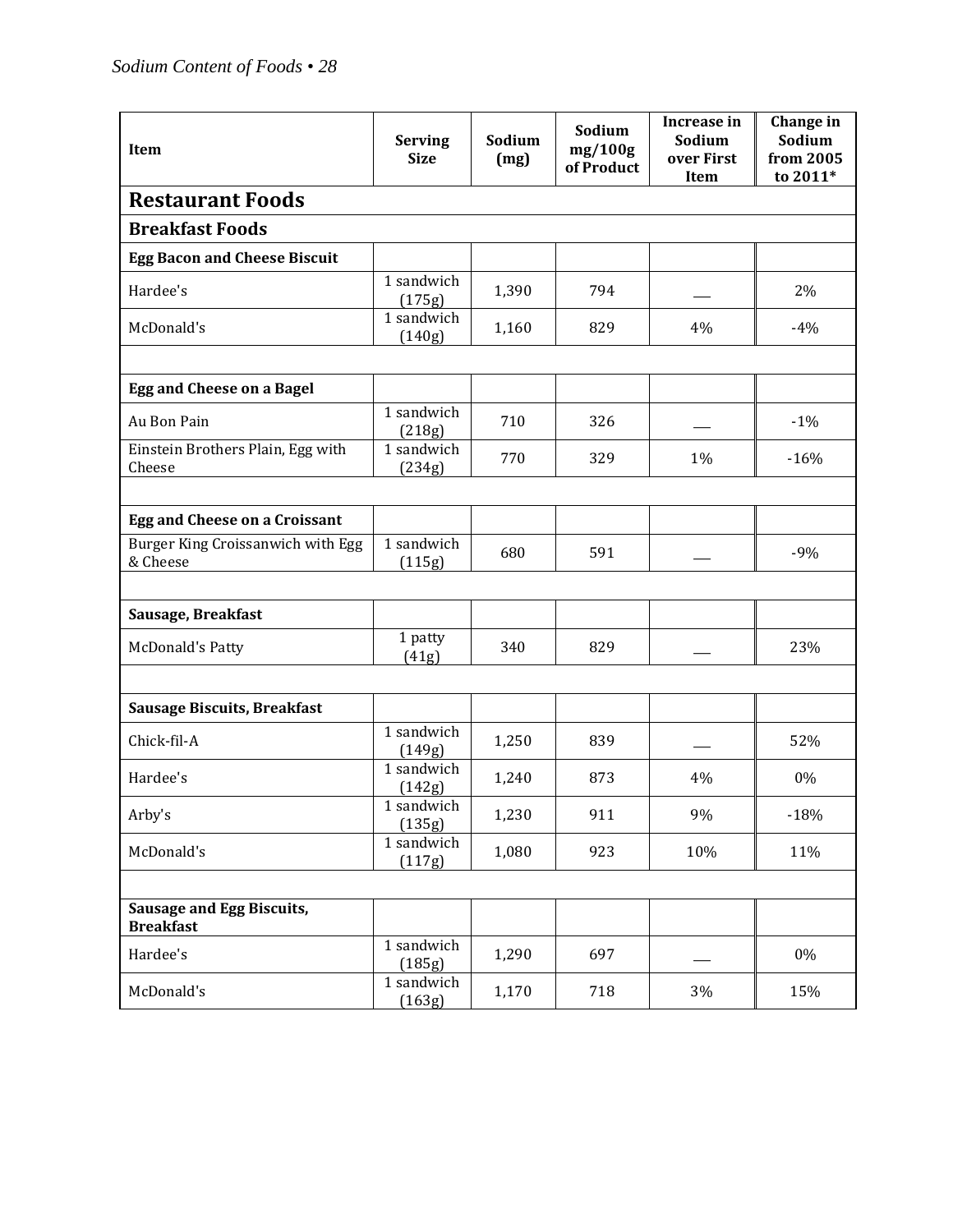| Item | Serving Size | Sodium (mg) | Sodium mg/100g of Product | Increase in Sodium over First Item | Change in Sodium from 2005 to 2011* |
|---|---|---|---|---|---|
| **Restaurant Foods** | | | | | |
| **Breakfast Foods** | | | | | |
| **Egg Bacon and Cheese Biscuit** | | | | | |
| Hardee's | 1 sandwich (175g) | 1,390 | 794 | ___ | 2% |
| McDonald's | 1 sandwich (140g) | 1,160 | 829 | 4% | -4% |
| | | | | | |
| **Egg and Cheese on a Bagel** | | | | | |
| Au Bon Pain | 1 sandwich (218g) | 710 | 326 | ___ | -1% |
| Einstein Brothers Plain, Egg with Cheese | 1 sandwich (234g) | 770 | 329 | 1% | -16% |
| | | | | | |
| **Egg and Cheese on a Croissant** | | | | | |
| Burger King Croissanwich with Egg & Cheese | 1 sandwich (115g) | 680 | 591 | ___ | -9% |
| | | | | | |
| **Sausage, Breakfast** | | | | | |
| McDonald's Patty | 1 patty (41g) | 340 | 829 | ___ | 23% |
| | | | | | |
| **Sausage Biscuits, Breakfast** | | | | | |
| Chick-fil-A | 1 sandwich (149g) | 1,250 | 839 | ___ | 52% |
| Hardee's | 1 sandwich (142g) | 1,240 | 873 | 4% | 0% |
| Arby's | 1 sandwich (135g) | 1,230 | 911 | 9% | -18% |
| McDonald's | 1 sandwich (117g) | 1,080 | 923 | 10% | 11% |
| | | | | | |
| **Sausage and Egg Biscuits, Breakfast** | | | | | |
| Hardee's | 1 sandwich (185g) | 1,290 | 697 | ___ | 0% |
| McDonald's | 1 sandwich (163g) | 1,170 | 718 | 3% | 15% |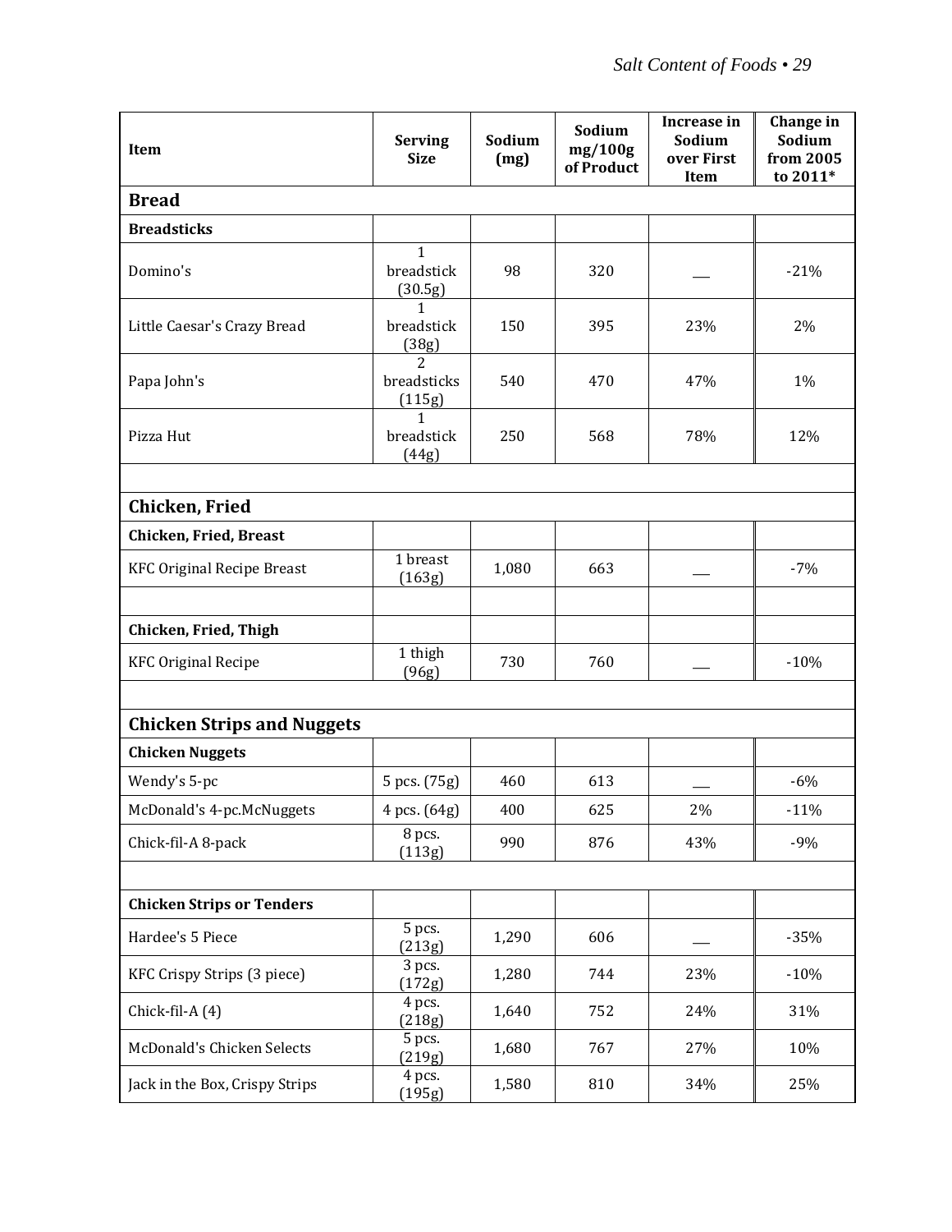| Item | Serving Size | Sodium (mg) | Sodium mg/100g of Product | Increase in Sodium over First Item | Change in Sodium from 2005 to 2011* |
|---|---|---|---|---|---|
| **Bread** | | | | | |
| **Breadsticks** | | | | | |
| Domino's | 1 breadstick (30.5g) | 98 | 320 | __ | -21% |
| Little Caesar's Crazy Bread | 1 breadstick (38g) | 150 | 395 | 23% | 2% |
| Papa John's | 2 breadsticks (115g) | 540 | 470 | 47% | 1% |
| Pizza Hut | 1 breadstick (44g) | 250 | 568 | 78% | 12% |
| | | | | | |
| **Chicken, Fried** | | | | | |
| **Chicken, Fried, Breast** | | | | | |
| KFC Original Recipe Breast | 1 breast (163g) | 1,080 | 663 | __ | -7% |
| | | | | | |
| **Chicken, Fried, Thigh** | | | | | |
| KFC Original Recipe | 1 thigh (96g) | 730 | 760 | __ | -10% |
| | | | | | |
| **Chicken Strips and Nuggets** | | | | | |
| **Chicken Nuggets** | | | | | |
| Wendy's 5-pc | 5 pcs. (75g) | 460 | 613 | __ | -6% |
| McDonald's 4-pc.McNuggets | 4 pcs. (64g) | 400 | 625 | 2% | -11% |
| Chick-fil-A 8-pack | 8 pcs. (113g) | 990 | 876 | 43% | -9% |
| | | | | | |
| **Chicken Strips or Tenders** | | | | | |
| Hardee's 5 Piece | 5 pcs. (213g) | 1,290 | 606 | __ | -35% |
| KFC Crispy Strips (3 piece) | 3 pcs. (172g) | 1,280 | 744 | 23% | -10% |
| Chick-fil-A (4) | 4 pcs. (218g) | 1,640 | 752 | 24% | 31% |
| McDonald's Chicken Selects | 5 pcs. (219g) | 1,680 | 767 | 27% | 10% |
| Jack in the Box, Crispy Strips | 4 pcs. (195g) | 1,580 | 810 | 34% | 25% |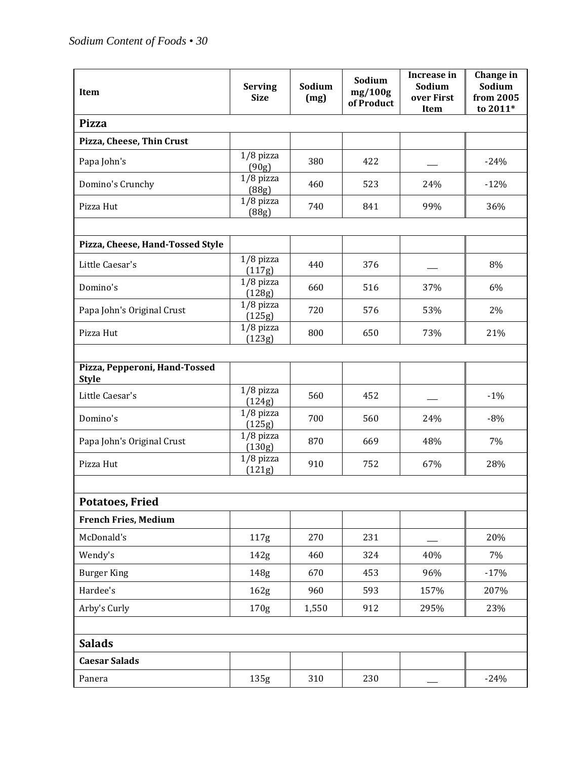| Item | Serving Size | Sodium (mg) | Sodium mg/100g of Product | Increase in Sodium over First Item | Change in Sodium from 2005 to 2011* |
|---|---|---|---|---|---|
| **Pizza** | | | | | |
| **Pizza, Cheese, Thin Crust** | | | | | |
| Papa John's | 1/8 pizza (90g) | 380 | 422 | ___ | -24% |
| Domino's Crunchy | 1/8 pizza (88g) | 460 | 523 | 24% | -12% |
| Pizza Hut | 1/8 pizza (88g) | 740 | 841 | 99% | 36% |
| | | | | | |
| **Pizza, Cheese, Hand-Tossed Style** | | | | | |
| Little Caesar's | 1/8 pizza (117g) | 440 | 376 | ___ | 8% |
| Domino's | 1/8 pizza (128g) | 660 | 516 | 37% | 6% |
| Papa John's Original Crust | 1/8 pizza (125g) | 720 | 576 | 53% | 2% |
| Pizza Hut | 1/8 pizza (123g) | 800 | 650 | 73% | 21% |
| | | | | | |
| **Pizza, Pepperoni, Hand-Tossed Style** | | | | | |
| Little Caesar's | 1/8 pizza (124g) | 560 | 452 | ___ | -1% |
| Domino's | 1/8 pizza (125g) | 700 | 560 | 24% | -8% |
| Papa John's Original Crust | 1/8 pizza (130g) | 870 | 669 | 48% | 7% |
| Pizza Hut | 1/8 pizza (121g) | 910 | 752 | 67% | 28% |
| | | | | | |
| **Potatoes, Fried** | | | | | |
| **French Fries, Medium** | | | | | |
| McDonald's | 117g | 270 | 231 | ___ | 20% |
| Wendy's | 142g | 460 | 324 | 40% | 7% |
| Burger King | 148g | 670 | 453 | 96% | -17% |
| Hardee's | 162g | 960 | 593 | 157% | 207% |
| Arby's Curly | 170g | 1,550 | 912 | 295% | 23% |
| | | | | | |
| **Salads** | | | | | |
| **Caesar Salads** | | | | | |
| Panera | 135g | 310 | 230 | ___ | -24% |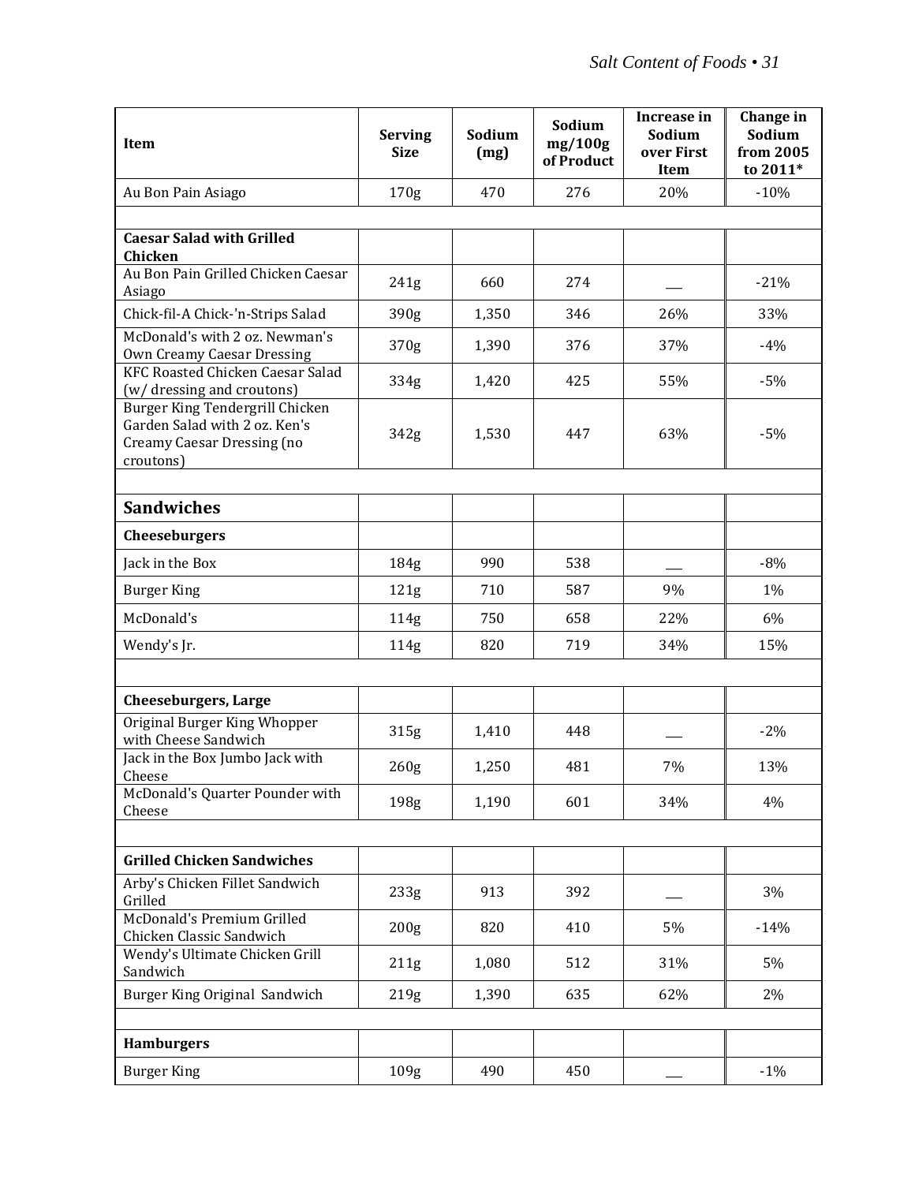| Item | Serving Size | Sodium (mg) | Sodium mg/100g of Product | Increase in Sodium over First Item | Change in Sodium from 2005 to 2011* |
|---|---|---|---|---|---|
| Au Bon Pain Asiago | 170g | 470 | 276 | 20% | -10% |
| | | | | | |
| **Caesar Salad with Grilled Chicken** | | | | | |
| Au Bon Pain Grilled Chicken Caesar Asiago | 241g | 660 | 274 | __ | -21% |
| Chick-fil-A Chick-'n-Strips Salad | 390g | 1,350 | 346 | 26% | 33% |
| McDonald's with 2 oz. Newman's Own Creamy Caesar Dressing | 370g | 1,390 | 376 | 37% | -4% |
| KFC Roasted Chicken Caesar Salad (w/ dressing and croutons) | 334g | 1,420 | 425 | 55% | -5% |
| Burger King Tendergrill Chicken Garden Salad with 2 oz. Ken's Creamy Caesar Dressing (no croutons) | 342g | 1,530 | 447 | 63% | -5% |
| | | | | | |
| **Sandwiches** | | | | | |
| **Cheeseburgers** | | | | | |
| Jack in the Box | 184g | 990 | 538 | __ | -8% |
| Burger King | 121g | 710 | 587 | 9% | 1% |
| McDonald's | 114g | 750 | 658 | 22% | 6% |
| Wendy's Jr. | 114g | 820 | 719 | 34% | 15% |
| | | | | | |
| **Cheeseburgers, Large** | | | | | |
| Original Burger King Whopper with Cheese Sandwich | 315g | 1,410 | 448 | __ | -2% |
| Jack in the Box Jumbo Jack with Cheese | 260g | 1,250 | 481 | 7% | 13% |
| McDonald's Quarter Pounder with Cheese | 198g | 1,190 | 601 | 34% | 4% |
| | | | | | |
| **Grilled Chicken Sandwiches** | | | | | |
| Arby's Chicken Fillet Sandwich Grilled | 233g | 913 | 392 | __ | 3% |
| McDonald's Premium Grilled Chicken Classic Sandwich | 200g | 820 | 410 | 5% | -14% |
| Wendy's Ultimate Chicken Grill Sandwich | 211g | 1,080 | 512 | 31% | 5% |
| Burger King Original Sandwich | 219g | 1,390 | 635 | 62% | 2% |
| | | | | | |
| **Hamburgers** | | | | | |
| Burger King | 109g | 490 | 450 | __ | -1% |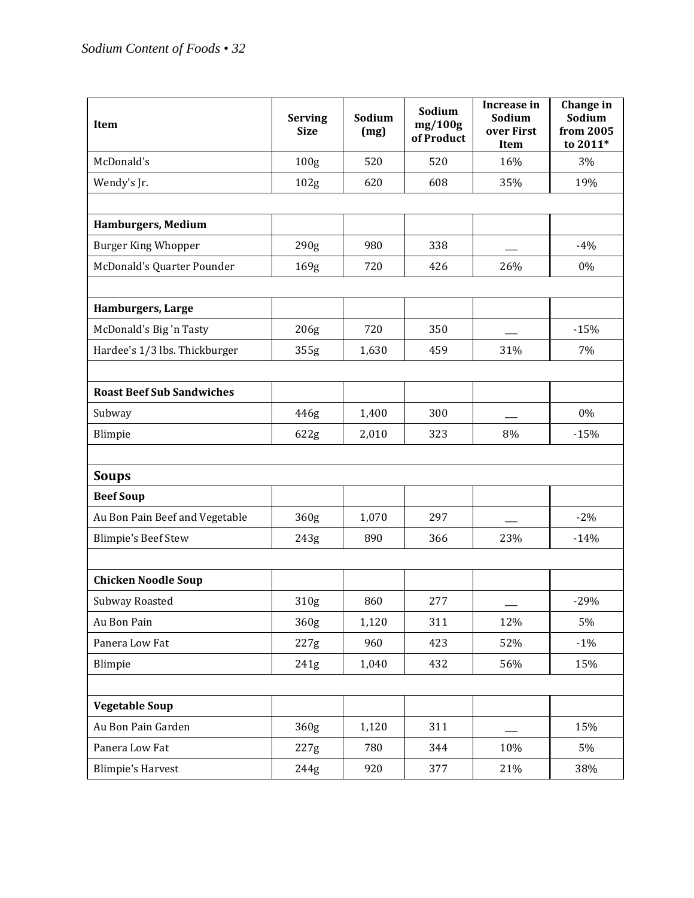| Item | Serving Size | Sodium (mg) | Sodium mg/100g of Product | Increase in Sodium over First Item | Change in Sodium from 2005 to 2011* |
|---|---|---|---|---|---|
| McDonald's | 100g | 520 | 520 | 16% | 3% |
| Wendy's Jr. | 102g | 620 | 608 | 35% | 19% |
| | | | | | |
| **Hamburgers, Medium** | | | | | |
| Burger King Whopper | 290g | 980 | 338 | __ | -4% |
| McDonald's Quarter Pounder | 169g | 720 | 426 | 26% | 0% |
| | | | | | |
| **Hamburgers, Large** | | | | | |
| McDonald's Big 'n Tasty | 206g | 720 | 350 | __ | -15% |
| Hardee's 1/3 lbs. Thickburger | 355g | 1,630 | 459 | 31% | 7% |
| | | | | | |
| **Roast Beef Sub Sandwiches** | | | | | |
| Subway | 446g | 1,400 | 300 | __ | 0% |
| Blimpie | 622g | 2,010 | 323 | 8% | -15% |
| | | | | | |
| **Soups** | | | | | |
| **Beef Soup** | | | | | |
| Au Bon Pain Beef and Vegetable | 360g | 1,070 | 297 | __ | -2% |
| Blimpie's Beef Stew | 243g | 890 | 366 | 23% | -14% |
| | | | | | |
| **Chicken Noodle Soup** | | | | | |
| Subway Roasted | 310g | 860 | 277 | __ | -29% |
| Au Bon Pain | 360g | 1,120 | 311 | 12% | 5% |
| Panera Low Fat | 227g | 960 | 423 | 52% | -1% |
| Blimpie | 241g | 1,040 | 432 | 56% | 15% |
| | | | | | |
| **Vegetable Soup** | | | | | |
| Au Bon Pain Garden | 360g | 1,120 | 311 | __ | 15% |
| Panera Low Fat | 227g | 780 | 344 | 10% | 5% |
| Blimpie's Harvest | 244g | 920 | 377 | 21% | 38% |